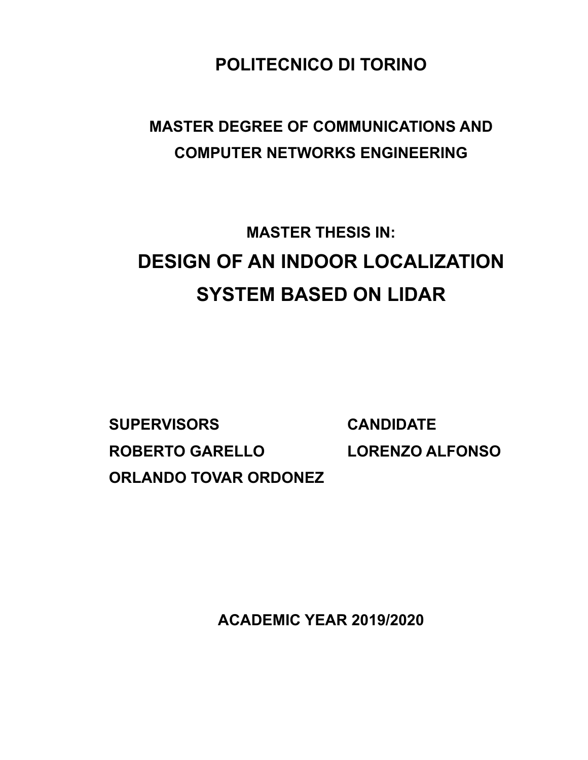# POLITECNICO DI TORINO

## MASTER DEGREE OF COMMUNICATIONS AND COMPUTER NETWORKS ENGINEERING

### MASTER THESIS IN:

# DESIGN OF AN INDOOR LOCALIZATION SYSTEM BASED ON LIDAR

**SUPERVISORS**

**ROBERTO GARELLO**

**ORLANDO TOVAR ORDONEZ**

**CANDIDATE**

**LORENZO ALFONSO**

**ACADEMIC YEAR 2019/2020**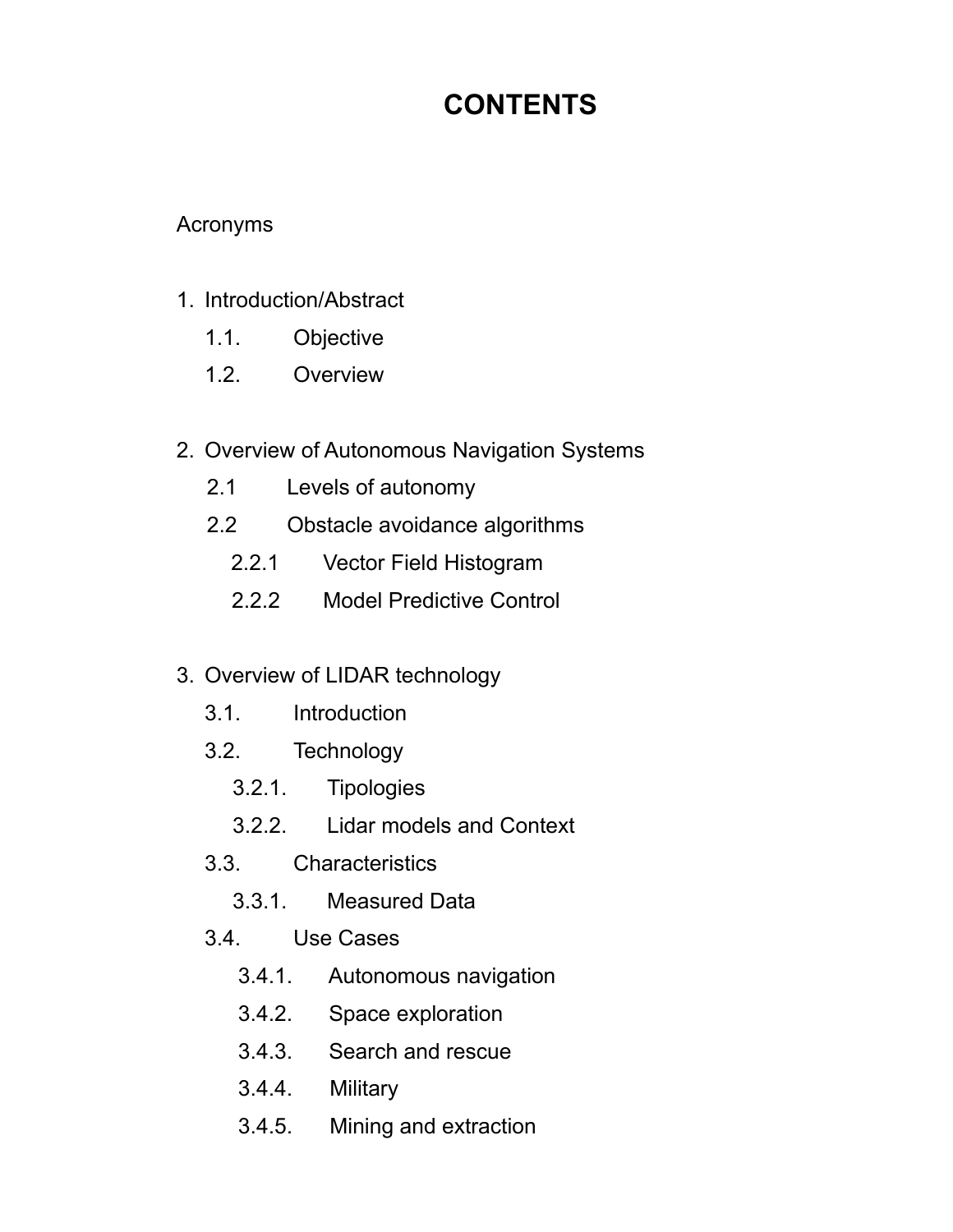# CONTENTS

Acronyms

1. Introduction/Abstract
    - 1.1. Objective
    - 1.2. Overview

2. Overview of Autonomous Navigation Systems
    - 2.1 Levels of autonomy
    - 2.2 Obstacle avoidance algorithms
        - 2.2.1 Vector Field Histogram
        - 2.2.2 Model Predictive Control

3. Overview of LIDAR technology
    - 3.1. Introduction
    - 3.2. Technology
        - 3.2.1. Tipologies
        - 3.2.2. Lidar models and Context
    - 3.3. Characteristics
        - 3.3.1. Measured Data
    - 3.4. Use Cases
        - 3.4.1. Autonomous navigation
        - 3.4.2. Space exploration
        - 3.4.3. Search and rescue
        - 3.4.4. Military
        - 3.4.5. Mining and extraction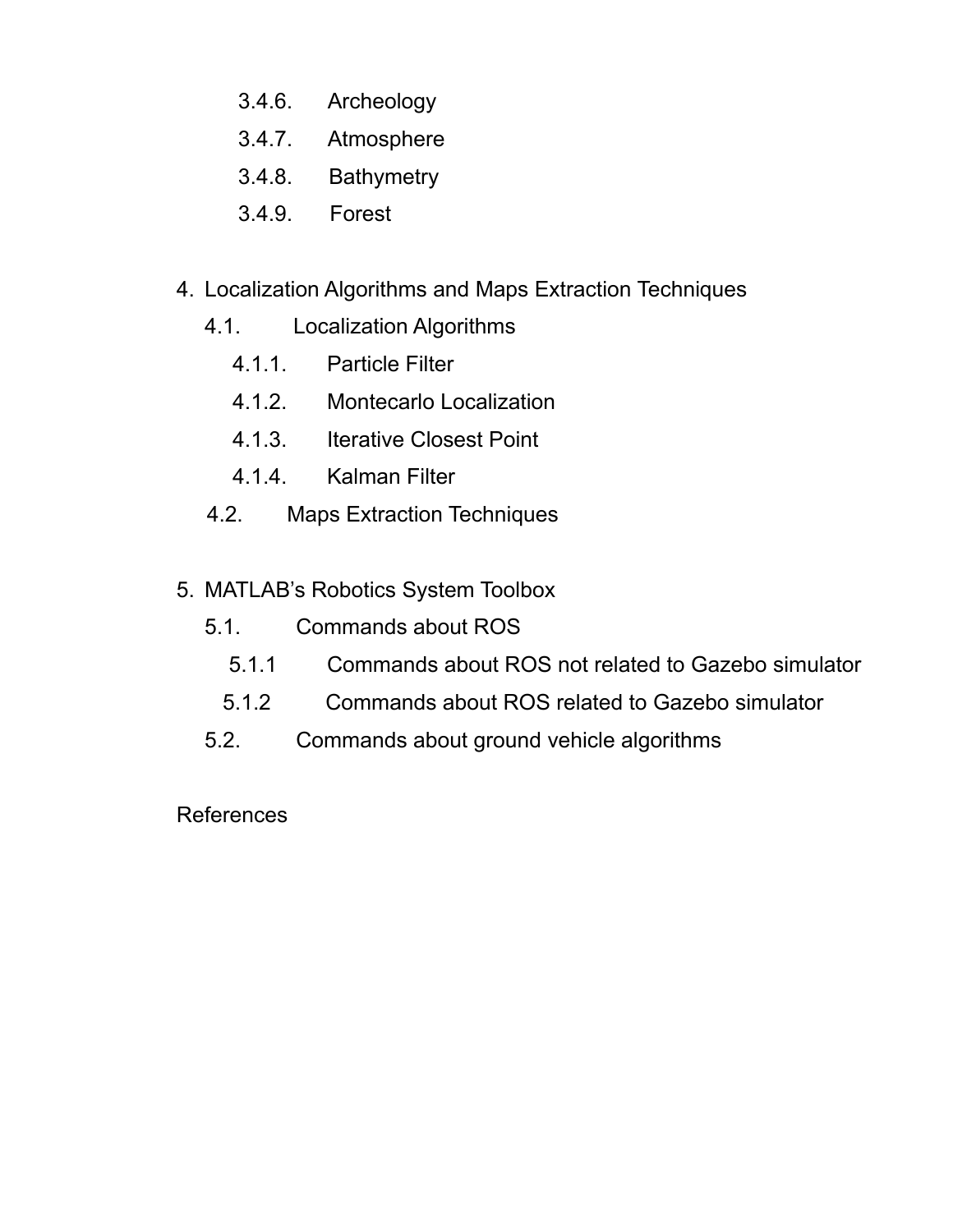- 3.4.6. Archeology
- 3.4.7. Atmosphere
- 3.4.8. Bathymetry
- 3.4.9. Forest

4. Localization Algorithms and Maps Extraction Techniques
    - 4.1. Localization Algorithms
        - 4.1.1. Particle Filter
        - 4.1.2. Montecarlo Localization
        - 4.1.3. Iterative Closest Point
        - 4.1.4. Kalman Filter
    - 4.2. Maps Extraction Techniques

5. MATLAB’s Robotics System Toolbox
    - 5.1. Commands about ROS
        - 5.1.1 Commands about ROS not related to Gazebo simulator
        - 5.1.2 Commands about ROS related to Gazebo simulator
    - 5.2. Commands about ground vehicle algorithms

References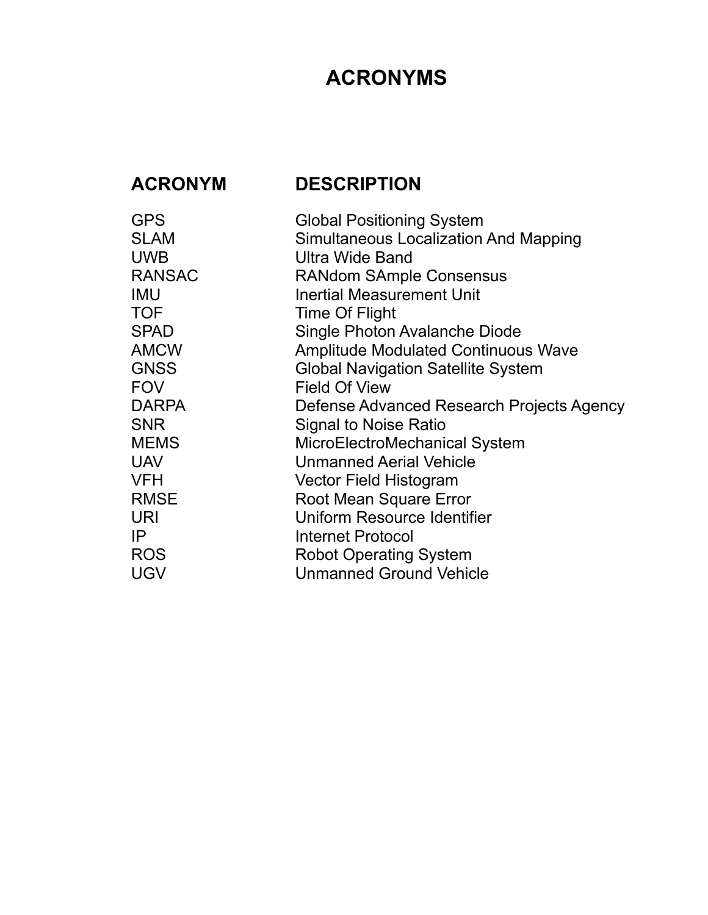# ACRONYMS

| ACRONYM | DESCRIPTION |
| --- | --- |
| GPS | Global Positioning System |
| SLAM | Simultaneous Localization And Mapping |
| UWB | Ultra Wide Band |
| RANSAC | RANdom SAmple Consensus |
| IMU | Inertial Measurement Unit |
| TOF | Time Of Flight |
| SPAD | Single Photon Avalanche Diode |
| AMCW | Amplitude Modulated Continuous Wave |
| GNSS | Global Navigation Satellite System |
| FOV | Field Of View |
| DARPA | Defense Advanced Research Projects Agency |
| SNR | Signal to Noise Ratio |
| MEMS | MicroElectroMechanical System |
| UAV | Unmanned Aerial Vehicle |
| VFH | Vector Field Histogram |
| RMSE | Root Mean Square Error |
| URI | Uniform Resource Identifier |
| IP | Internet Protocol |
| ROS | Robot Operating System |
| UGV | Unmanned Ground Vehicle |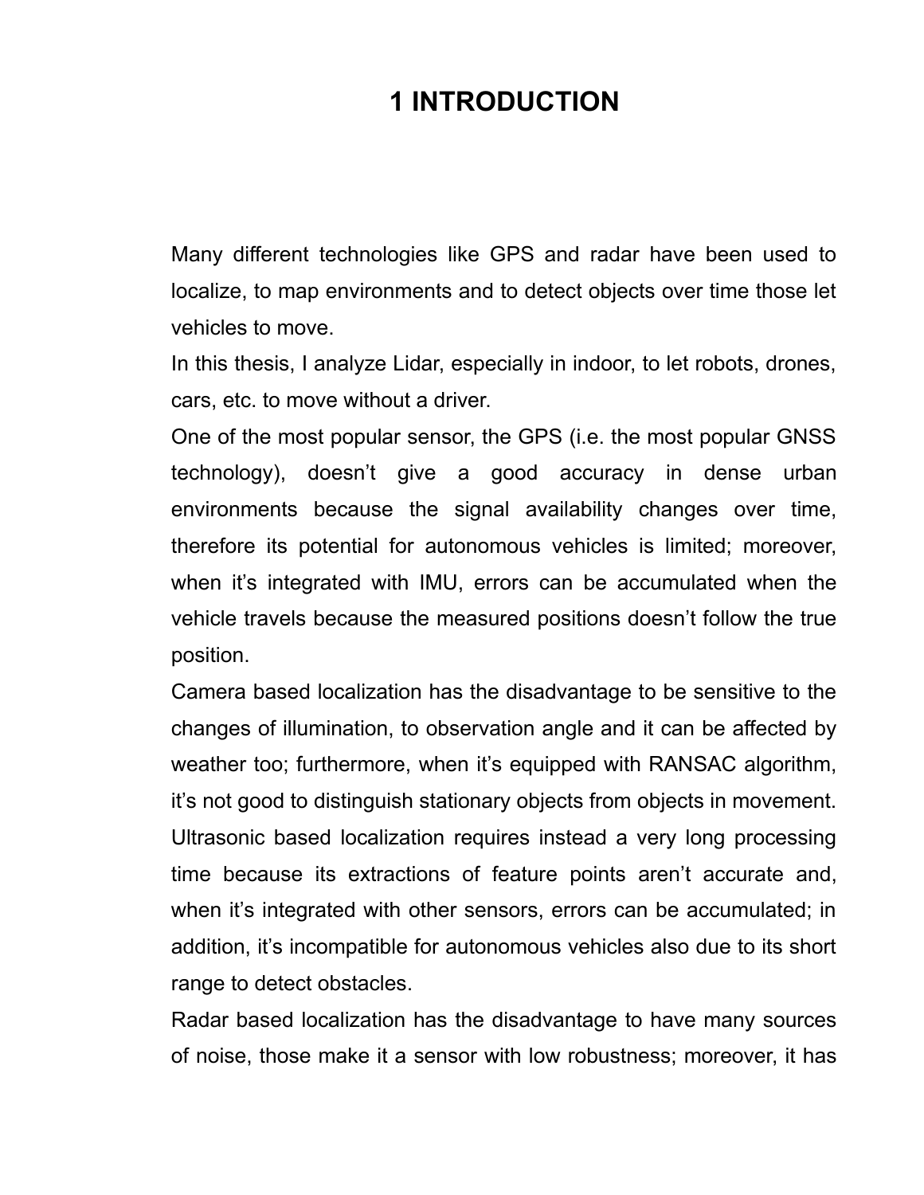# 1 INTRODUCTION

Many different technologies like GPS and radar have been used to localize, to map environments and to detect objects over time those let vehicles to move.

In this thesis, I analyze Lidar, especially in indoor, to let robots, drones, cars, etc. to move without a driver.

One of the most popular sensor, the GPS (i.e. the most popular GNSS technology), doesn't give a good accuracy in dense urban environments because the signal availability changes over time, therefore its potential for autonomous vehicles is limited; moreover, when it's integrated with IMU, errors can be accumulated when the vehicle travels because the measured positions doesn't follow the true position.

Camera based localization has the disadvantage to be sensitive to the changes of illumination, to observation angle and it can be affected by weather too; furthermore, when it's equipped with RANSAC algorithm, it's not good to distinguish stationary objects from objects in movement.

Ultrasonic based localization requires instead a very long processing time because its extractions of feature points aren't accurate and, when it's integrated with other sensors, errors can be accumulated; in addition, it's incompatible for autonomous vehicles also due to its short range to detect obstacles.

Radar based localization has the disadvantage to have many sources of noise, those make it a sensor with low robustness; moreover, it has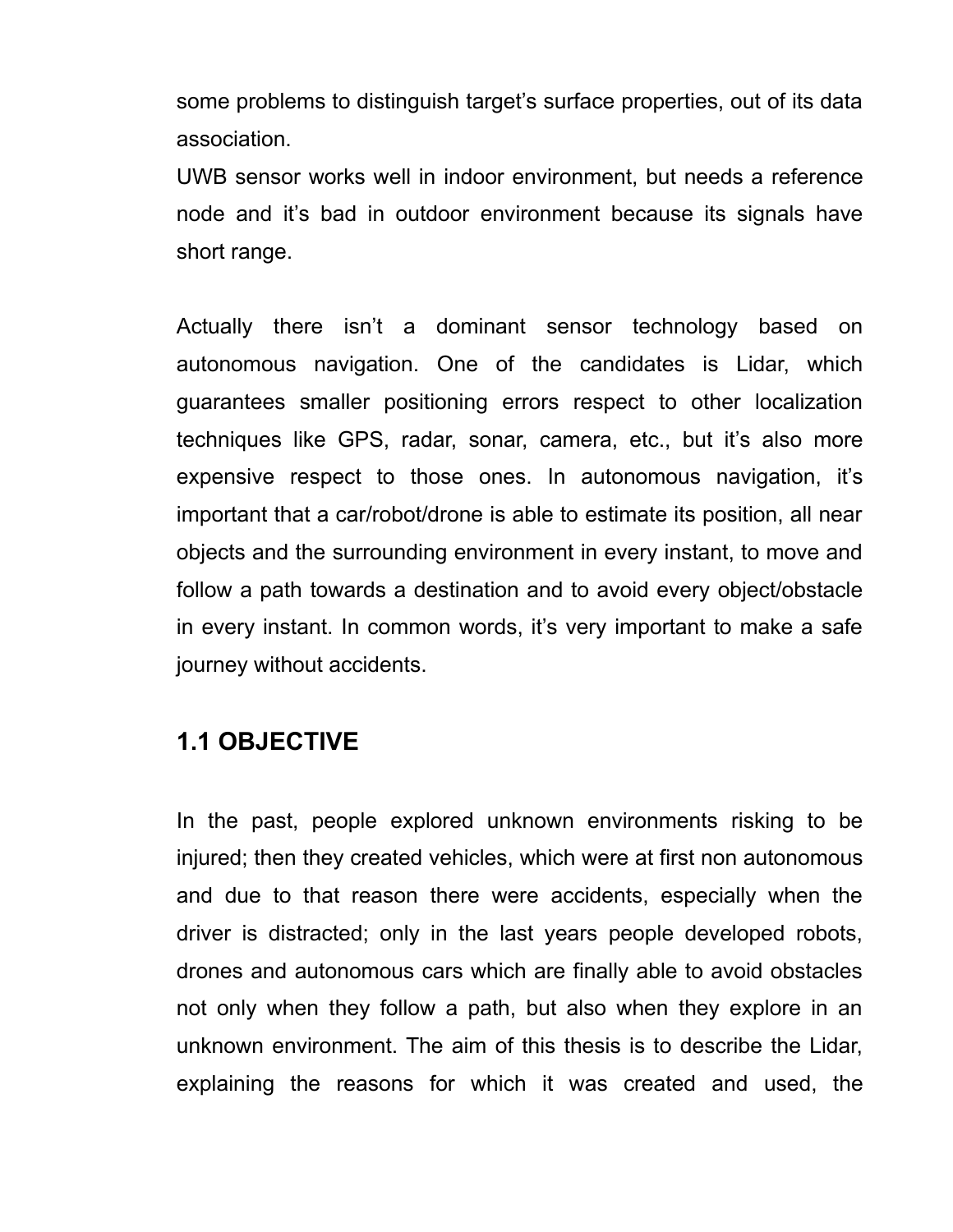some problems to distinguish target's surface properties, out of its data association.

UWB sensor works well in indoor environment, but needs a reference node and it's bad in outdoor environment because its signals have short range.

Actually there isn't a dominant sensor technology based on autonomous navigation. One of the candidates is Lidar, which guarantees smaller positioning errors respect to other localization techniques like GPS, radar, sonar, camera, etc., but it's also more expensive respect to those ones. In autonomous navigation, it's important that a car/robot/drone is able to estimate its position, all near objects and the surrounding environment in every instant, to move and follow a path towards a destination and to avoid every object/obstacle in every instant. In common words, it's very important to make a safe journey without accidents.

## 1.1 OBJECTIVE

In the past, people explored unknown environments risking to be injured; then they created vehicles, which were at first non autonomous and due to that reason there were accidents, especially when the driver is distracted; only in the last years people developed robots, drones and autonomous cars which are finally able to avoid obstacles not only when they follow a path, but also when they explore in an unknown environment. The aim of this thesis is to describe the Lidar, explaining the reasons for which it was created and used, the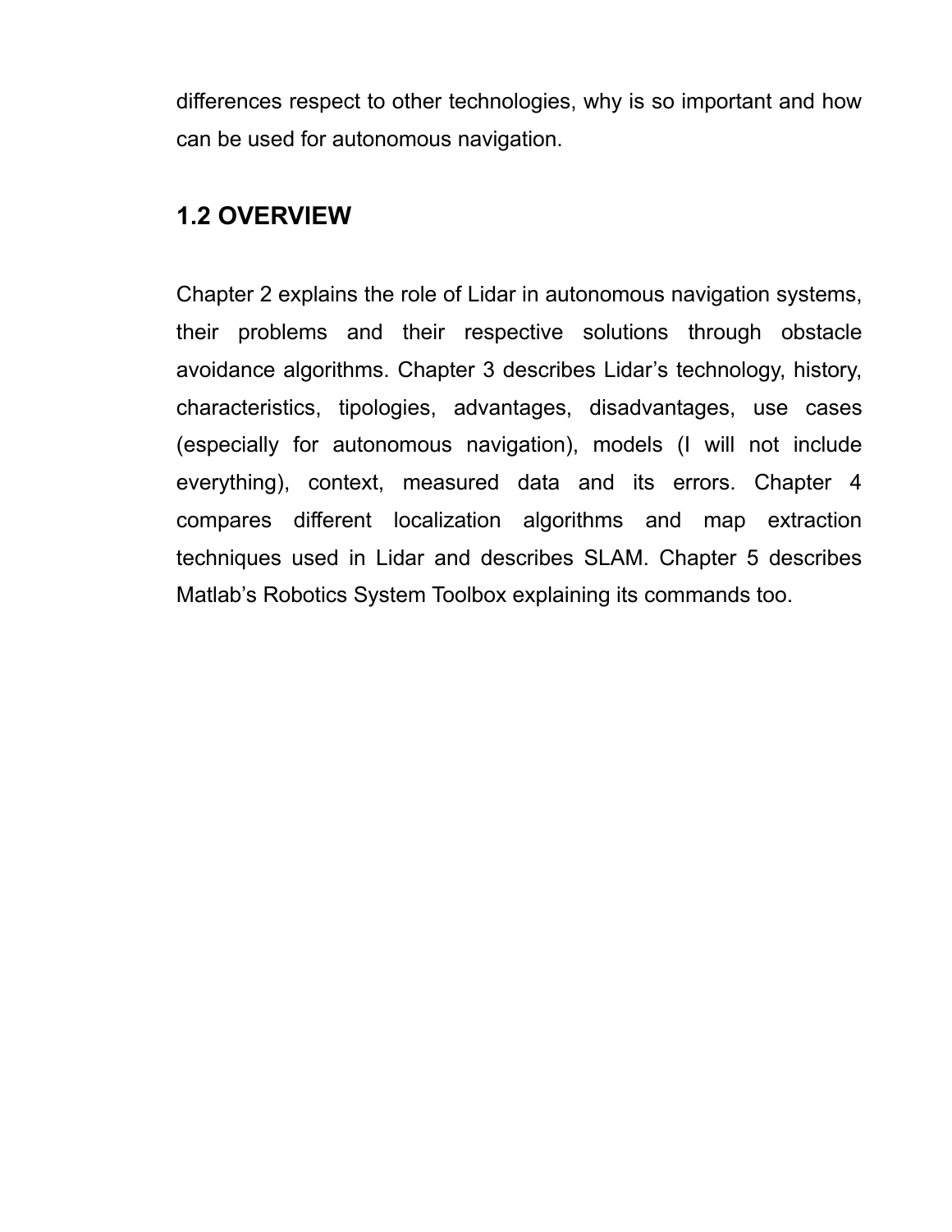differences respect to other technologies, why is so important and how can be used for autonomous navigation.

## 1.2 OVERVIEW

Chapter 2 explains the role of Lidar in autonomous navigation systems, their problems and their respective solutions through obstacle avoidance algorithms. Chapter 3 describes Lidar's technology, history, characteristics, tipologies, advantages, disadvantages, use cases (especially for autonomous navigation), models (I will not include everything), context, measured data and its errors. Chapter 4 compares different localization algorithms and map extraction techniques used in Lidar and describes SLAM. Chapter 5 describes Matlab's Robotics System Toolbox explaining its commands too.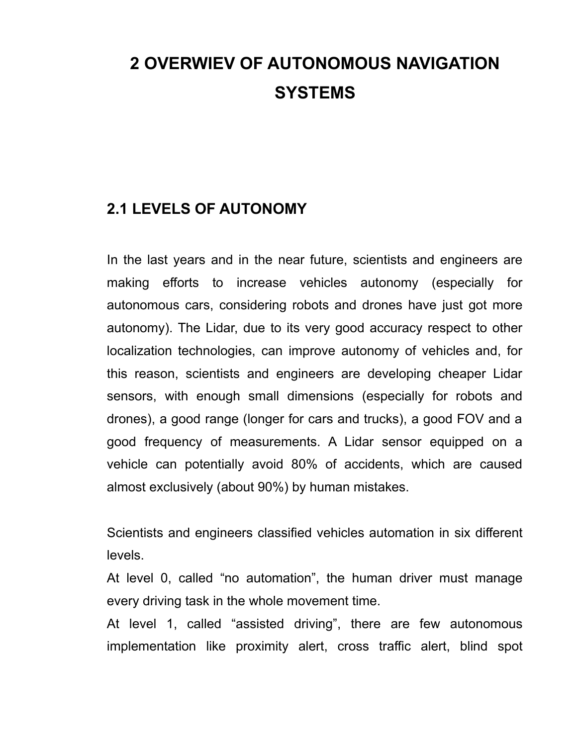# 2 OVERWIEV OF AUTONOMOUS NAVIGATION SYSTEMS

## 2.1 LEVELS OF AUTONOMY

In the last years and in the near future, scientists and engineers are making efforts to increase vehicles autonomy (especially for autonomous cars, considering robots and drones have just got more autonomy). The Lidar, due to its very good accuracy respect to other localization technologies, can improve autonomy of vehicles and, for this reason, scientists and engineers are developing cheaper Lidar sensors, with enough small dimensions (especially for robots and drones), a good range (longer for cars and trucks), a good FOV and a good frequency of measurements. A Lidar sensor equipped on a vehicle can potentially avoid 80% of accidents, which are caused almost exclusively (about 90%) by human mistakes.

Scientists and engineers classified vehicles automation in six different levels.

At level 0, called "no automation", the human driver must manage every driving task in the whole movement time.

At level 1, called "assisted driving", there are few autonomous implementation like proximity alert, cross traffic alert, blind spot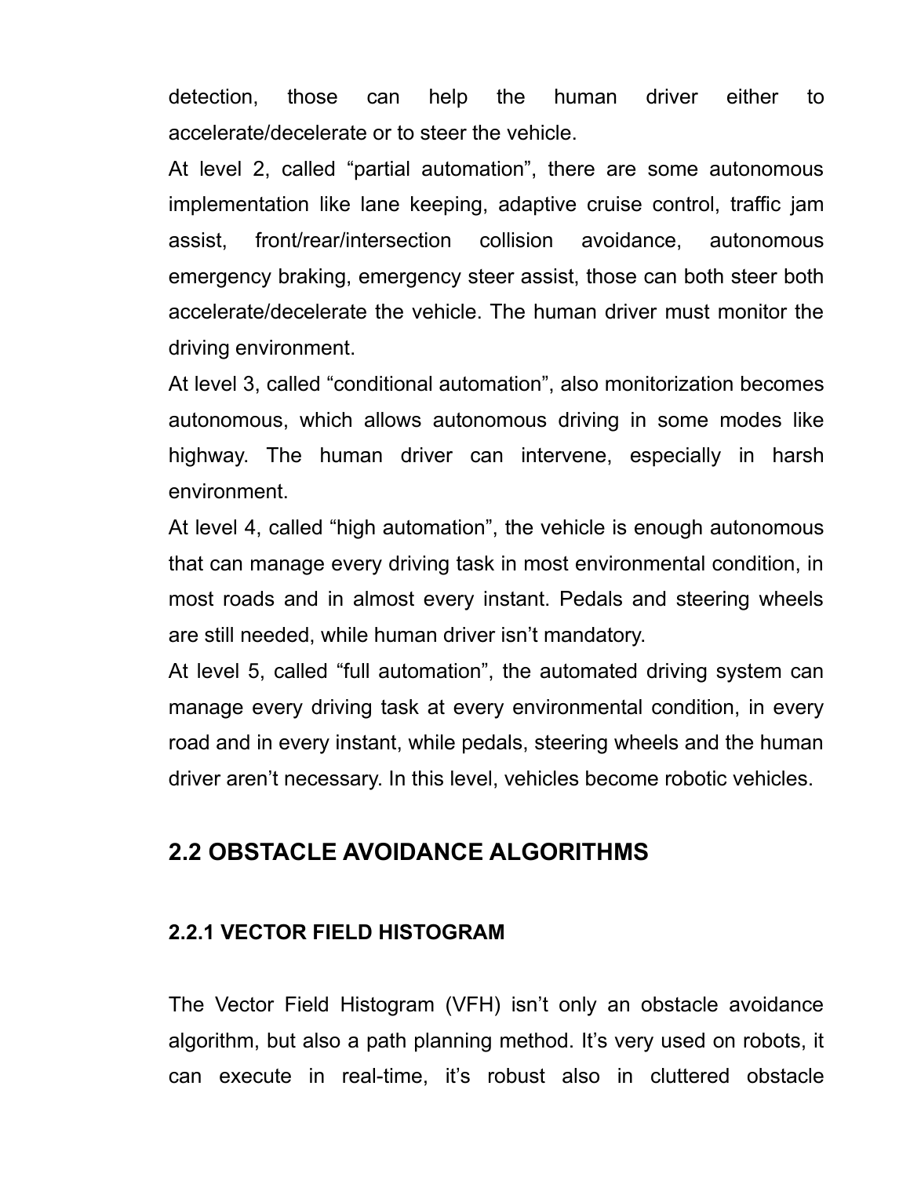detection, those can help the human driver either to accelerate/decelerate or to steer the vehicle.

At level 2, called “partial automation”, there are some autonomous implementation like lane keeping, adaptive cruise control, traffic jam assist, front/rear/intersection collision avoidance, autonomous emergency braking, emergency steer assist, those can both steer both accelerate/decelerate the vehicle. The human driver must monitor the driving environment.

At level 3, called “conditional automation”, also monitorization becomes autonomous, which allows autonomous driving in some modes like highway. The human driver can intervene, especially in harsh environment.

At level 4, called “high automation”, the vehicle is enough autonomous that can manage every driving task in most environmental condition, in most roads and in almost every instant. Pedals and steering wheels are still needed, while human driver isn’t mandatory.

At level 5, called “full automation”, the automated driving system can manage every driving task at every environmental condition, in every road and in every instant, while pedals, steering wheels and the human driver aren’t necessary. In this level, vehicles become robotic vehicles.

## 2.2 OBSTACLE AVOIDANCE ALGORITHMS

### 2.2.1 VECTOR FIELD HISTOGRAM

The Vector Field Histogram (VFH) isn’t only an obstacle avoidance algorithm, but also a path planning method. It’s very used on robots, it can execute in real-time, it’s robust also in cluttered obstacle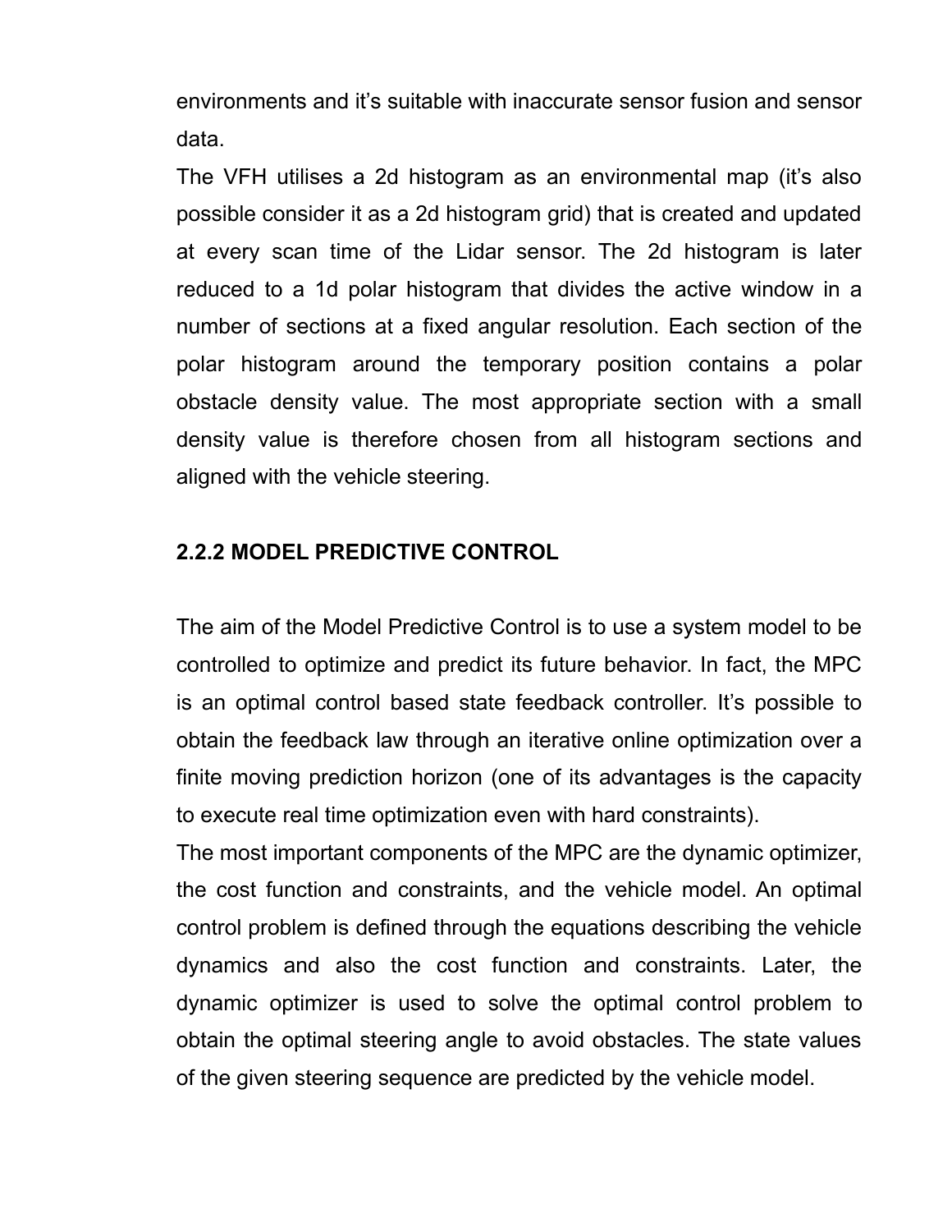environments and it's suitable with inaccurate sensor fusion and sensor data.

The VFH utilises a 2d histogram as an environmental map (it's also possible consider it as a 2d histogram grid) that is created and updated at every scan time of the Lidar sensor. The 2d histogram is later reduced to a 1d polar histogram that divides the active window in a number of sections at a fixed angular resolution. Each section of the polar histogram around the temporary position contains a polar obstacle density value. The most appropriate section with a small density value is therefore chosen from all histogram sections and aligned with the vehicle steering.

### 2.2.2 MODEL PREDICTIVE CONTROL

The aim of the Model Predictive Control is to use a system model to be controlled to optimize and predict its future behavior. In fact, the MPC is an optimal control based state feedback controller. It's possible to obtain the feedback law through an iterative online optimization over a finite moving prediction horizon (one of its advantages is the capacity to execute real time optimization even with hard constraints).

The most important components of the MPC are the dynamic optimizer, the cost function and constraints, and the vehicle model. An optimal control problem is defined through the equations describing the vehicle dynamics and also the cost function and constraints. Later, the dynamic optimizer is used to solve the optimal control problem to obtain the optimal steering angle to avoid obstacles. The state values of the given steering sequence are predicted by the vehicle model.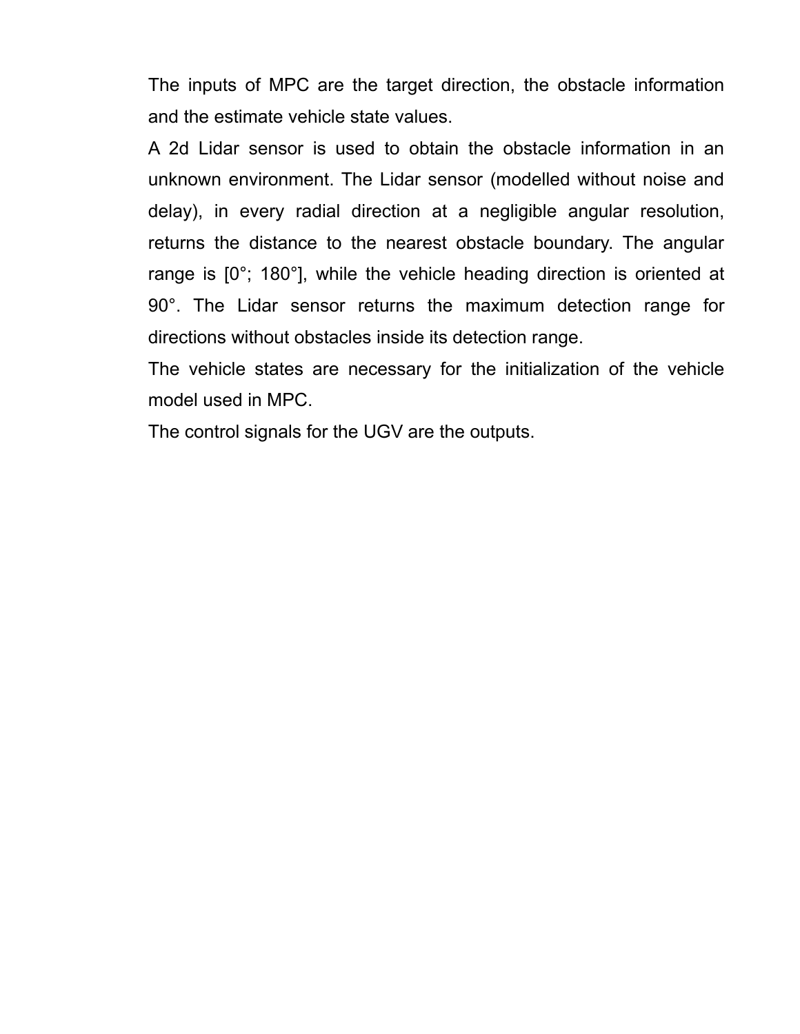The inputs of MPC are the target direction, the obstacle information and the estimate vehicle state values.

A 2d Lidar sensor is used to obtain the obstacle information in an unknown environment. The Lidar sensor (modelled without noise and delay), in every radial direction at a negligible angular resolution, returns the distance to the nearest obstacle boundary. The angular range is [0°; 180°], while the vehicle heading direction is oriented at 90°. The Lidar sensor returns the maximum detection range for directions without obstacles inside its detection range.

The vehicle states are necessary for the initialization of the vehicle model used in MPC.

The control signals for the UGV are the outputs.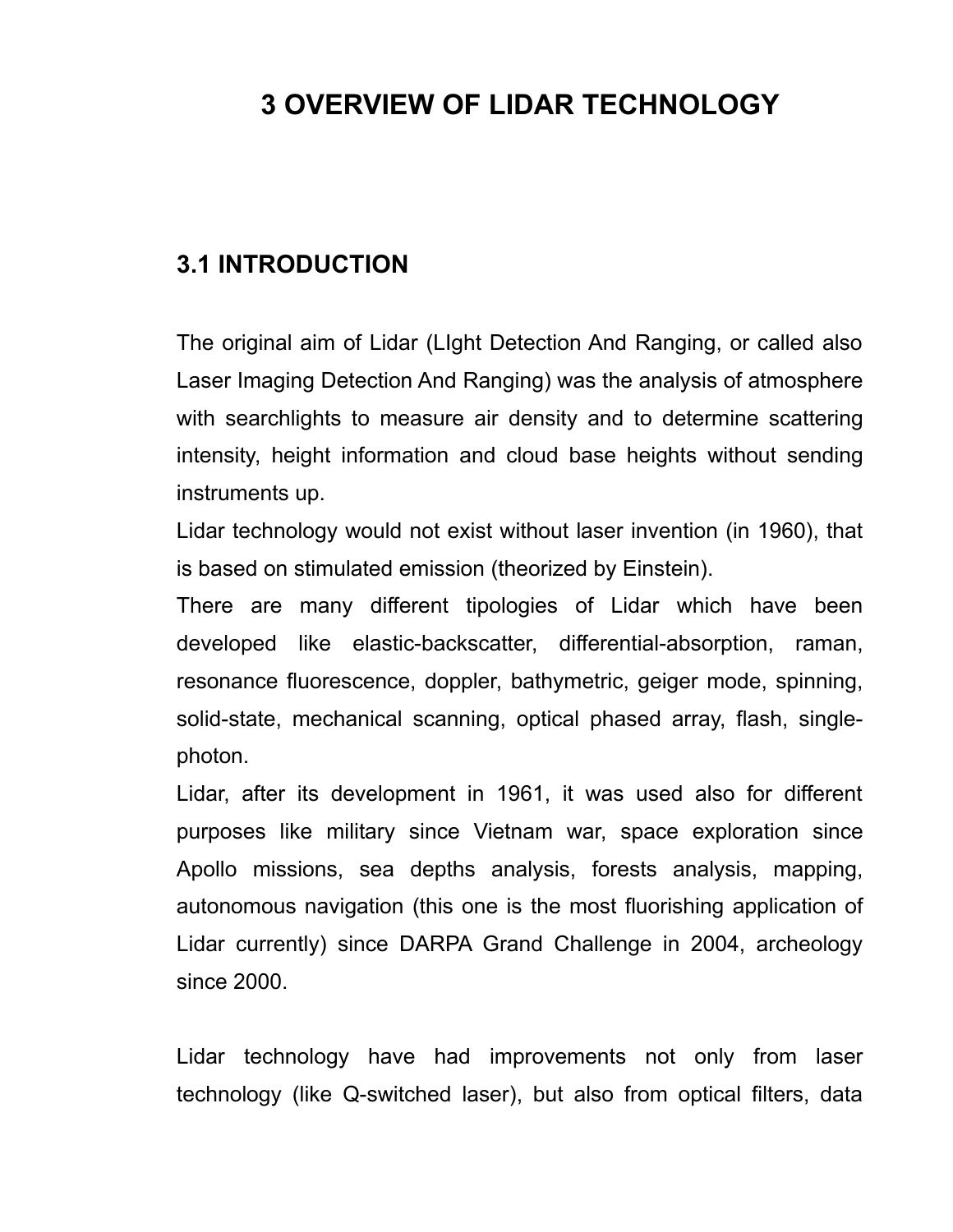# 3 OVERVIEW OF LIDAR TECHNOLOGY

## 3.1 INTRODUCTION

The original aim of Lidar (LIght Detection And Ranging, or called also Laser Imaging Detection And Ranging) was the analysis of atmosphere with searchlights to measure air density and to determine scattering intensity, height information and cloud base heights without sending instruments up.

Lidar technology would not exist without laser invention (in 1960), that is based on stimulated emission (theorized by Einstein).

There are many different tipologies of Lidar which have been developed like elastic-backscatter, differential-absorption, raman, resonance fluorescence, doppler, bathymetric, geiger mode, spinning, solid-state, mechanical scanning, optical phased array, flash, single-photon.

Lidar, after its development in 1961, it was used also for different purposes like military since Vietnam war, space exploration since Apollo missions, sea depths analysis, forests analysis, mapping, autonomous navigation (this one is the most fluorishing application of Lidar currently) since DARPA Grand Challenge in 2004, archeology since 2000.

Lidar technology have had improvements not only from laser technology (like Q-switched laser), but also from optical filters, data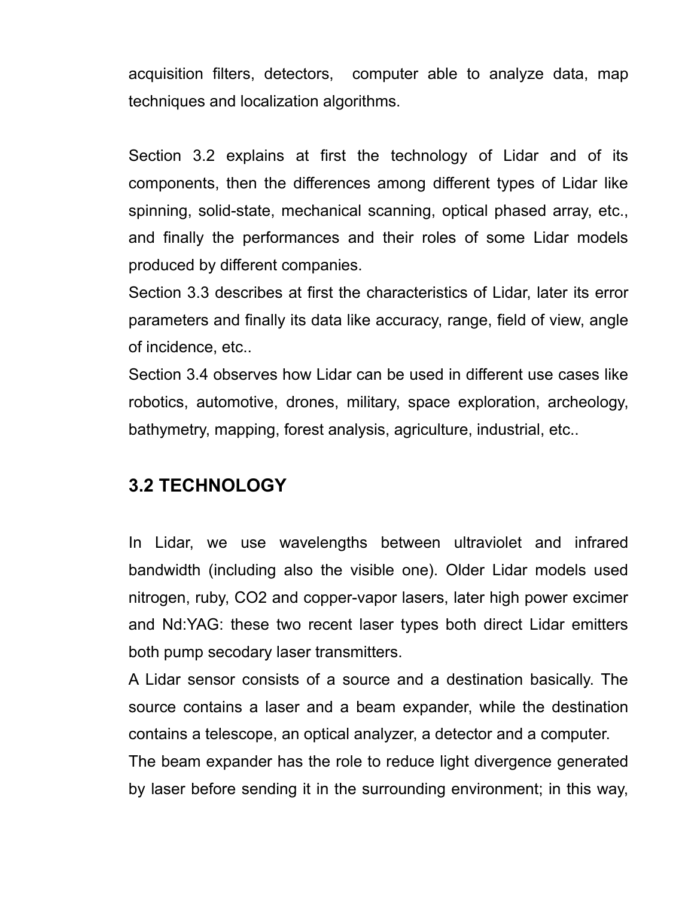acquisition filters, detectors, computer able to analyze data, map techniques and localization algorithms.

Section 3.2 explains at first the technology of Lidar and of its components, then the differences among different types of Lidar like spinning, solid-state, mechanical scanning, optical phased array, etc., and finally the performances and their roles of some Lidar models produced by different companies.

Section 3.3 describes at first the characteristics of Lidar, later its error parameters and finally its data like accuracy, range, field of view, angle of incidence, etc..

Section 3.4 observes how Lidar can be used in different use cases like robotics, automotive, drones, military, space exploration, archeology, bathymetry, mapping, forest analysis, agriculture, industrial, etc..

## 3.2 TECHNOLOGY

In Lidar, we use wavelengths between ultraviolet and infrared bandwidth (including also the visible one). Older Lidar models used nitrogen, ruby, CO2 and copper-vapor lasers, later high power excimer and Nd:YAG: these two recent laser types both direct Lidar emitters both pump secodary laser transmitters.

A Lidar sensor consists of a source and a destination basically. The source contains a laser and a beam expander, while the destination contains a telescope, an optical analyzer, a detector and a computer.

The beam expander has the role to reduce light divergence generated by laser before sending it in the surrounding environment; in this way,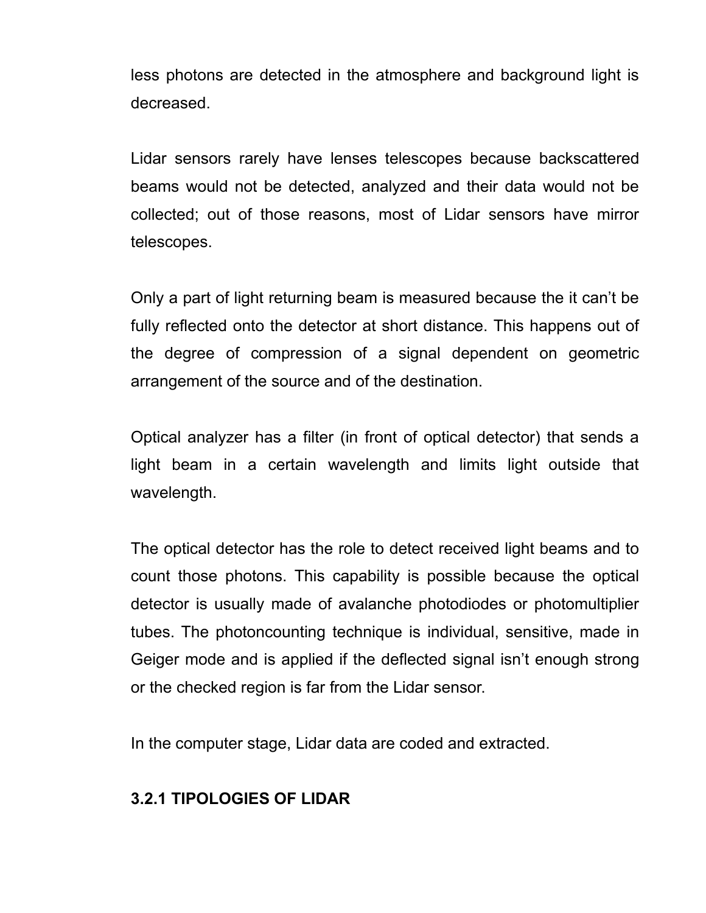less photons are detected in the atmosphere and background light is decreased.

Lidar sensors rarely have lenses telescopes because backscattered beams would not be detected, analyzed and their data would not be collected; out of those reasons, most of Lidar sensors have mirror telescopes.

Only a part of light returning beam is measured because the it can't be fully reflected onto the detector at short distance. This happens out of the degree of compression of a signal dependent on geometric arrangement of the source and of the destination.

Optical analyzer has a filter (in front of optical detector) that sends a light beam in a certain wavelength and limits light outside that wavelength.

The optical detector has the role to detect received light beams and to count those photons. This capability is possible because the optical detector is usually made of avalanche photodiodes or photomultiplier tubes. The photoncounting technique is individual, sensitive, made in Geiger mode and is applied if the deflected signal isn't enough strong or the checked region is far from the Lidar sensor.

In the computer stage, Lidar data are coded and extracted.

### 3.2.1 TIPOLOGIES OF LIDAR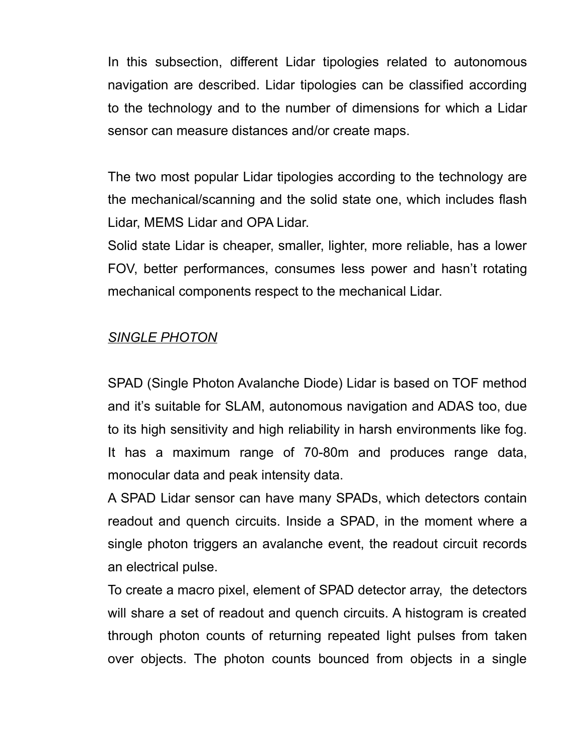In this subsection, different Lidar tipologies related to autonomous navigation are described. Lidar tipologies can be classified according to the technology and to the number of dimensions for which a Lidar sensor can measure distances and/or create maps.

The two most popular Lidar tipologies according to the technology are the mechanical/scanning and the solid state one, which includes flash Lidar, MEMS Lidar and OPA Lidar.
Solid state Lidar is cheaper, smaller, lighter, more reliable, has a lower FOV, better performances, consumes less power and hasn't rotating mechanical components respect to the mechanical Lidar.

*SINGLE PHOTON*

SPAD (Single Photon Avalanche Diode) Lidar is based on TOF method and it's suitable for SLAM, autonomous navigation and ADAS too, due to its high sensitivity and high reliability in harsh environments like fog. It has a maximum range of 70-80m and produces range data, monocular data and peak intensity data.
A SPAD Lidar sensor can have many SPADs, which detectors contain readout and quench circuits. Inside a SPAD, in the moment where a single photon triggers an avalanche event, the readout circuit records an electrical pulse.
To create a macro pixel, element of SPAD detector array, the detectors will share a set of readout and quench circuits. A histogram is created through photon counts of returning repeated light pulses from taken over objects. The photon counts bounced from objects in a single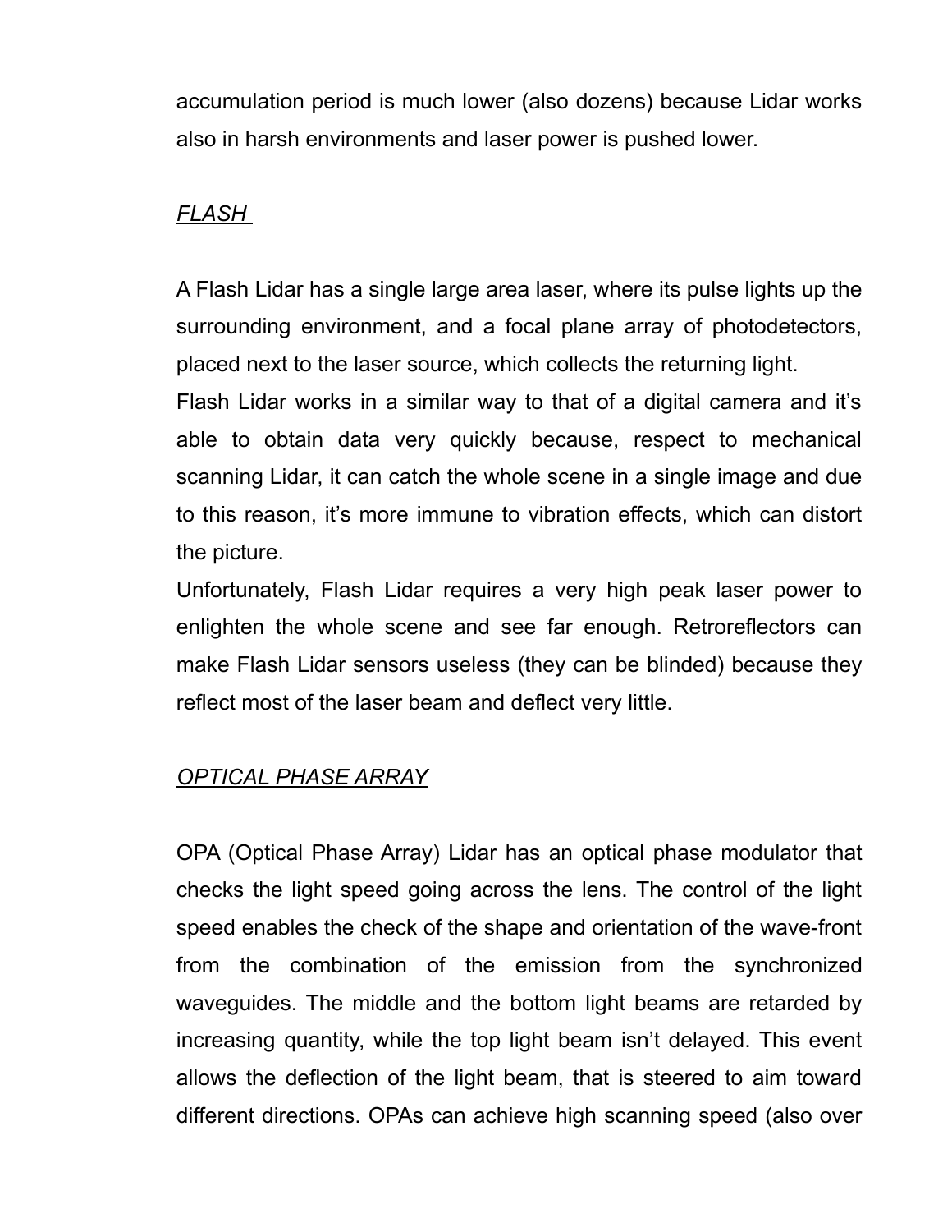accumulation period is much lower (also dozens) because Lidar works also in harsh environments and laser power is pushed lower.

*FLASH*

A Flash Lidar has a single large area laser, where its pulse lights up the surrounding environment, and a focal plane array of photodetectors, placed next to the laser source, which collects the returning light.

Flash Lidar works in a similar way to that of a digital camera and it's able to obtain data very quickly because, respect to mechanical scanning Lidar, it can catch the whole scene in a single image and due to this reason, it's more immune to vibration effects, which can distort the picture.

Unfortunately, Flash Lidar requires a very high peak laser power to enlighten the whole scene and see far enough. Retroreflectors can make Flash Lidar sensors useless (they can be blinded) because they reflect most of the laser beam and deflect very little.

*OPTICAL PHASE ARRAY*

OPA (Optical Phase Array) Lidar has an optical phase modulator that checks the light speed going across the lens. The control of the light speed enables the check of the shape and orientation of the wave-front from the combination of the emission from the synchronized waveguides. The middle and the bottom light beams are retarded by increasing quantity, while the top light beam isn't delayed. This event allows the deflection of the light beam, that is steered to aim toward different directions. OPAs can achieve high scanning speed (also over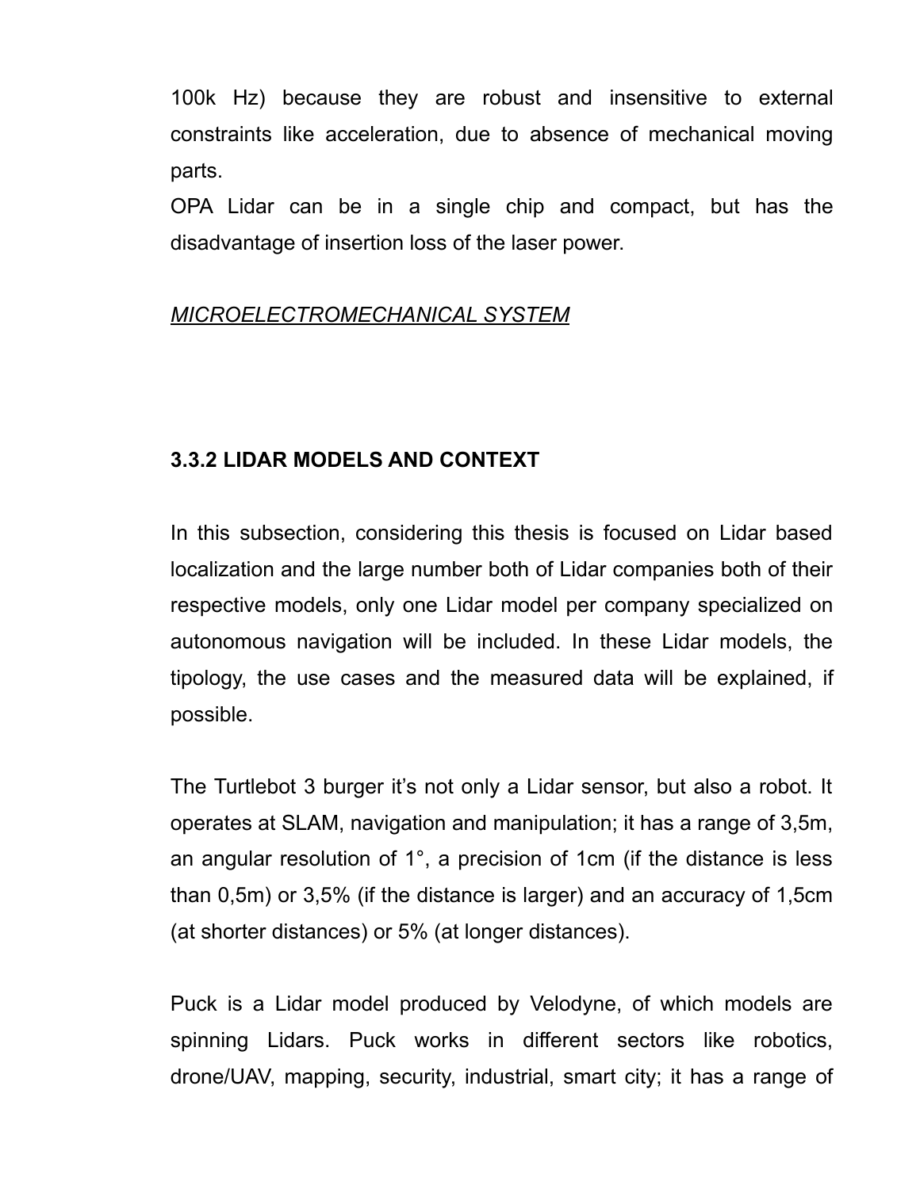100k Hz) because they are robust and insensitive to external constraints like acceleration, due to absence of mechanical moving parts.

OPA Lidar can be in a single chip and compact, but has the disadvantage of insertion loss of the laser power.

*MICROELECTROMECHANICAL SYSTEM*

### 3.3.2 LIDAR MODELS AND CONTEXT

In this subsection, considering this thesis is focused on Lidar based localization and the large number both of Lidar companies both of their respective models, only one Lidar model per company specialized on autonomous navigation will be included. In these Lidar models, the tipology, the use cases and the measured data will be explained, if possible.

The Turtlebot 3 burger it's not only a Lidar sensor, but also a robot. It operates at SLAM, navigation and manipulation; it has a range of 3,5m, an angular resolution of 1°, a precision of 1cm (if the distance is less than 0,5m) or 3,5% (if the distance is larger) and an accuracy of 1,5cm (at shorter distances) or 5% (at longer distances).

Puck is a Lidar model produced by Velodyne, of which models are spinning Lidars. Puck works in different sectors like robotics, drone/UAV, mapping, security, industrial, smart city; it has a range of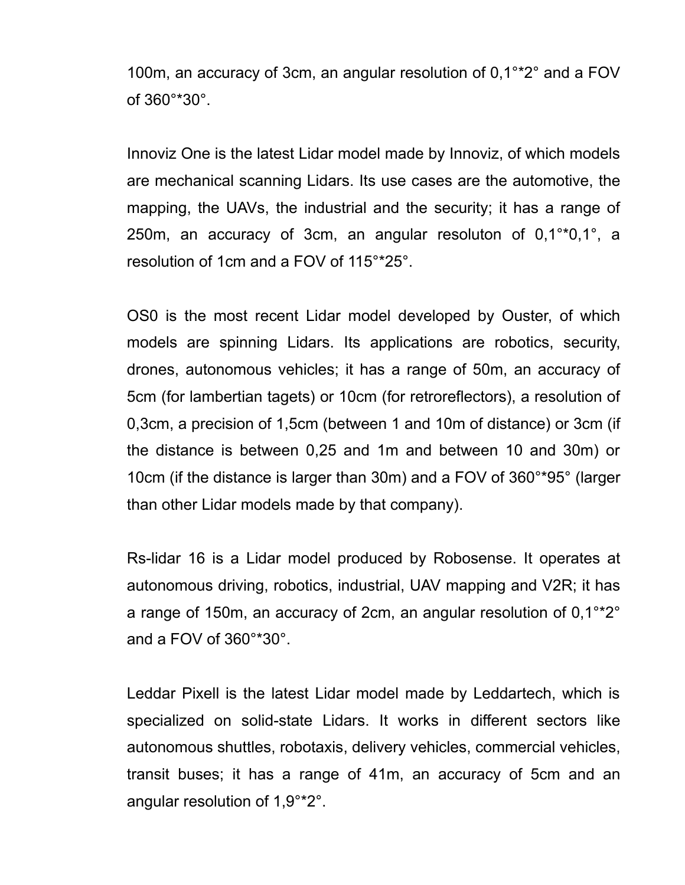100m, an accuracy of 3cm, an angular resolution of 0,1°*2° and a FOV of 360°*30°.

Innoviz One is the latest Lidar model made by Innoviz, of which models are mechanical scanning Lidars. Its use cases are the automotive, the mapping, the UAVs, the industrial and the security; it has a range of 250m, an accuracy of 3cm, an angular resoluton of 0,1°*0,1°, a resolution of 1cm and a FOV of 115°*25°.

OS0 is the most recent Lidar model developed by Ouster, of which models are spinning Lidars. Its applications are robotics, security, drones, autonomous vehicles; it has a range of 50m, an accuracy of 5cm (for lambertian tagets) or 10cm (for retroreflectors), a resolution of 0,3cm, a precision of 1,5cm (between 1 and 10m of distance) or 3cm (if the distance is between 0,25 and 1m and between 10 and 30m) or 10cm (if the distance is larger than 30m) and a FOV of 360°*95° (larger than other Lidar models made by that company).

Rs-lidar 16 is a Lidar model produced by Robosense. It operates at autonomous driving, robotics, industrial, UAV mapping and V2R; it has a range of 150m, an accuracy of 2cm, an angular resolution of 0,1°*2° and a FOV of 360°*30°.

Leddar Pixell is the latest Lidar model made by Leddartech, which is specialized on solid-state Lidars. It works in different sectors like autonomous shuttles, robotaxis, delivery vehicles, commercial vehicles, transit buses; it has a range of 41m, an accuracy of 5cm and an angular resolution of 1,9°*2°.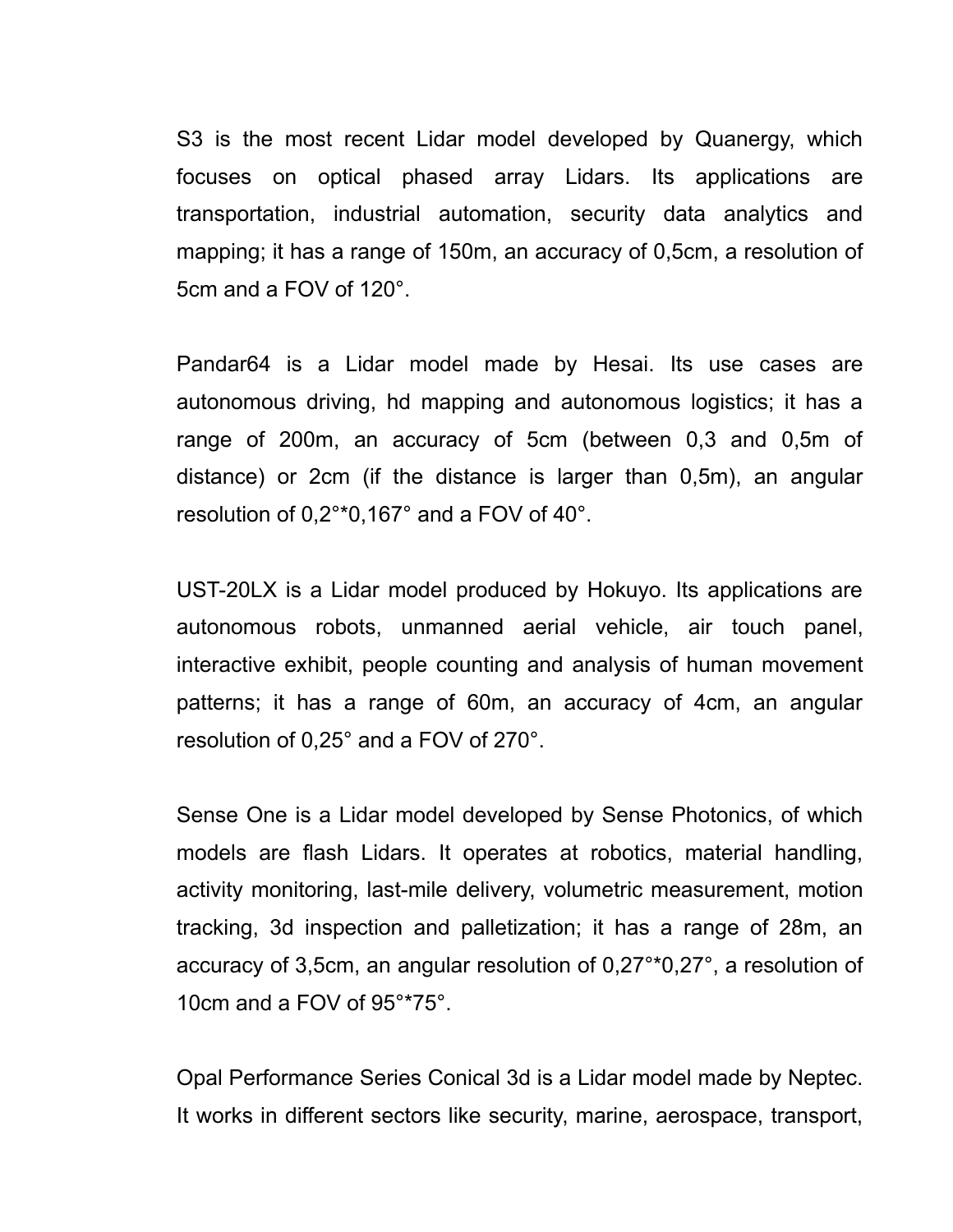S3 is the most recent Lidar model developed by Quanergy, which focuses on optical phased array Lidars. Its applications are transportation, industrial automation, security data analytics and mapping; it has a range of 150m, an accuracy of 0,5cm, a resolution of 5cm and a FOV of 120°.

Pandar64 is a Lidar model made by Hesai. Its use cases are autonomous driving, hd mapping and autonomous logistics; it has a range of 200m, an accuracy of 5cm (between 0,3 and 0,5m of distance) or 2cm (if the distance is larger than 0,5m), an angular resolution of 0,2°*0,167° and a FOV of 40°.

UST-20LX is a Lidar model produced by Hokuyo. Its applications are autonomous robots, unmanned aerial vehicle, air touch panel, interactive exhibit, people counting and analysis of human movement patterns; it has a range of 60m, an accuracy of 4cm, an angular resolution of 0,25° and a FOV of 270°.

Sense One is a Lidar model developed by Sense Photonics, of which models are flash Lidars. It operates at robotics, material handling, activity monitoring, last-mile delivery, volumetric measurement, motion tracking, 3d inspection and palletization; it has a range of 28m, an accuracy of 3,5cm, an angular resolution of 0,27°*0,27°, a resolution of 10cm and a FOV of 95°*75°.

Opal Performance Series Conical 3d is a Lidar model made by Neptec. It works in different sectors like security, marine, aerospace, transport,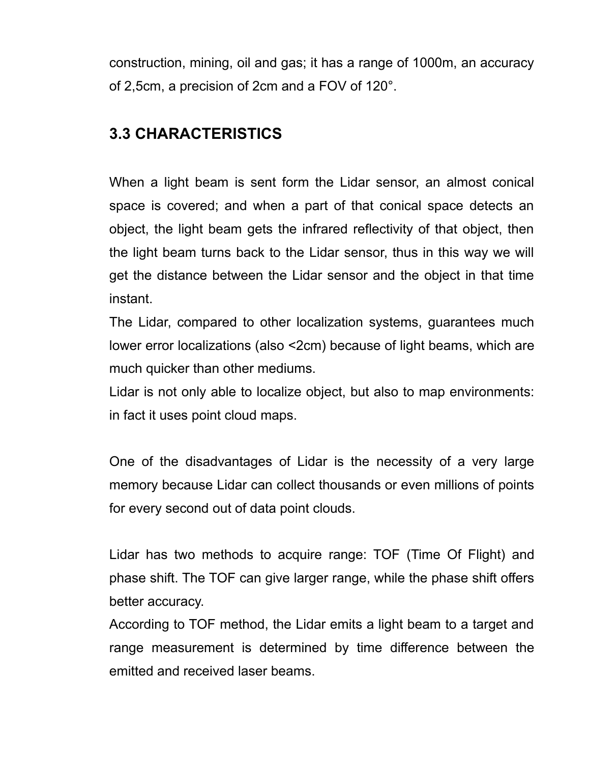construction, mining, oil and gas; it has a range of 1000m, an accuracy of 2,5cm, a precision of 2cm and a FOV of 120°.

### 3.3 CHARACTERISTICS

When a light beam is sent form the Lidar sensor, an almost conical space is covered; and when a part of that conical space detects an object, the light beam gets the infrared reflectivity of that object, then the light beam turns back to the Lidar sensor, thus in this way we will get the distance between the Lidar sensor and the object in that time instant.

The Lidar, compared to other localization systems, guarantees much lower error localizations (also <2cm) because of light beams, which are much quicker than other mediums.

Lidar is not only able to localize object, but also to map environments: in fact it uses point cloud maps.

One of the disadvantages of Lidar is the necessity of a very large memory because Lidar can collect thousands or even millions of points for every second out of data point clouds.

Lidar has two methods to acquire range: TOF (Time Of Flight) and phase shift. The TOF can give larger range, while the phase shift offers better accuracy.

According to TOF method, the Lidar emits a light beam to a target and range measurement is determined by time difference between the emitted and received laser beams.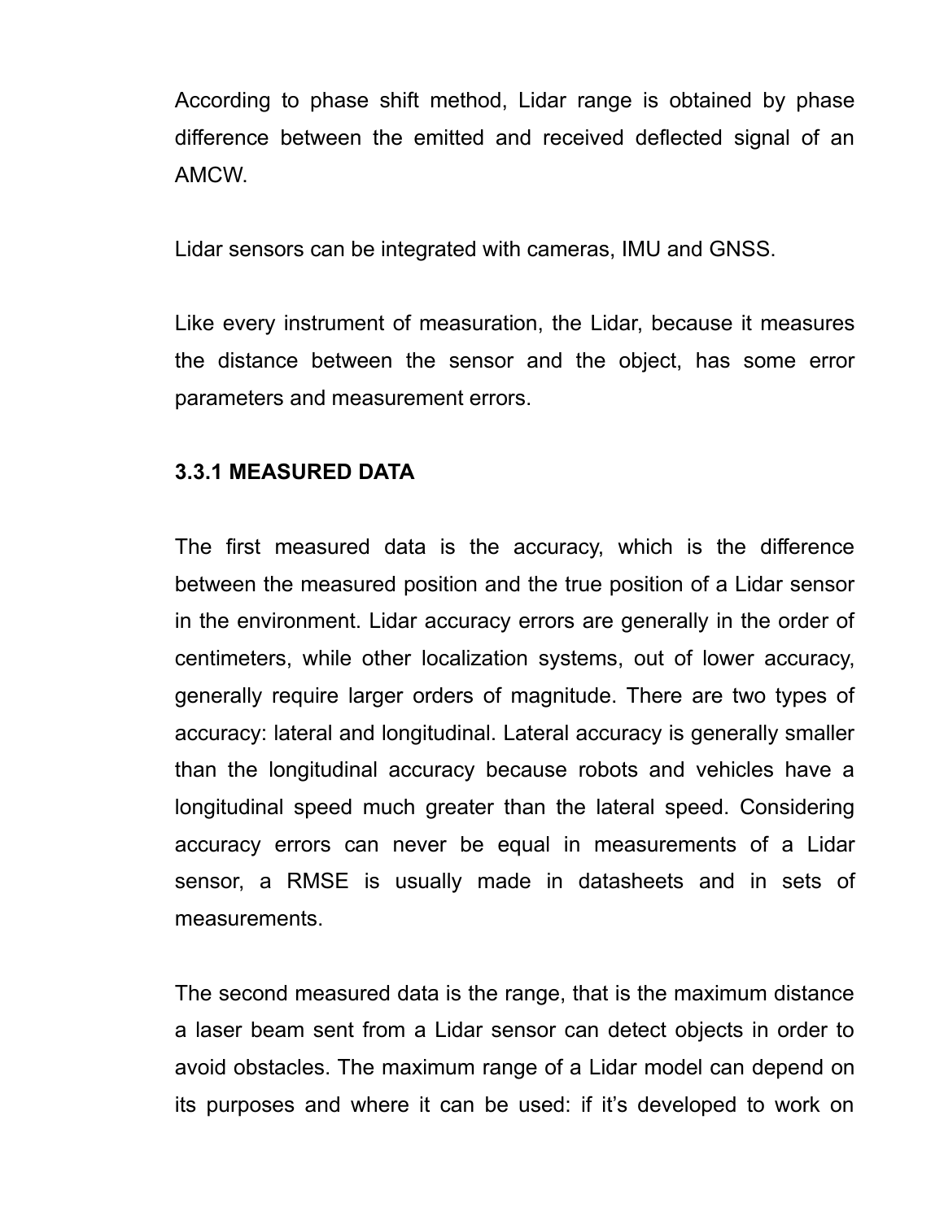According to phase shift method, Lidar range is obtained by phase difference between the emitted and received deflected signal of an AMCW.

Lidar sensors can be integrated with cameras, IMU and GNSS.

Like every instrument of measuration, the Lidar, because it measures the distance between the sensor and the object, has some error parameters and measurement errors.

### 3.3.1 MEASURED DATA

The first measured data is the accuracy, which is the difference between the measured position and the true position of a Lidar sensor in the environment. Lidar accuracy errors are generally in the order of centimeters, while other localization systems, out of lower accuracy, generally require larger orders of magnitude. There are two types of accuracy: lateral and longitudinal. Lateral accuracy is generally smaller than the longitudinal accuracy because robots and vehicles have a longitudinal speed much greater than the lateral speed. Considering accuracy errors can never be equal in measurements of a Lidar sensor, a RMSE is usually made in datasheets and in sets of measurements.

The second measured data is the range, that is the maximum distance a laser beam sent from a Lidar sensor can detect objects in order to avoid obstacles. The maximum range of a Lidar model can depend on its purposes and where it can be used: if it's developed to work on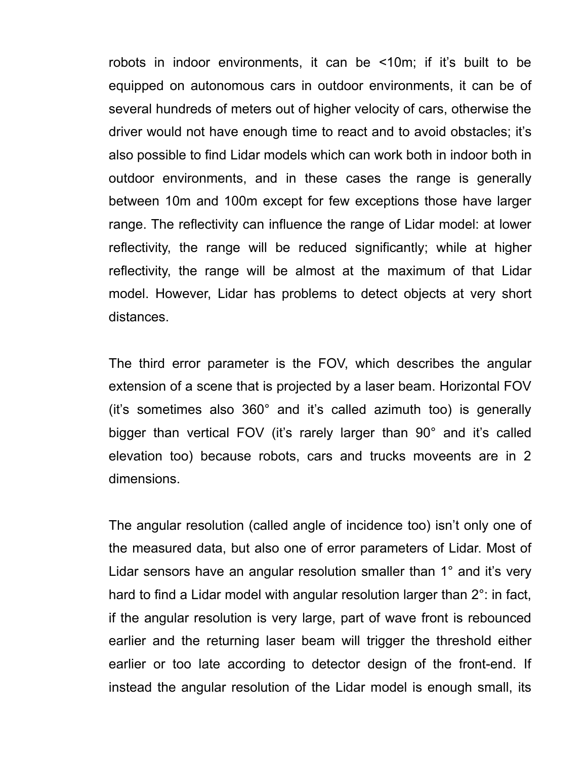robots in indoor environments, it can be <10m; if it's built to be equipped on autonomous cars in outdoor environments, it can be of several hundreds of meters out of higher velocity of cars, otherwise the driver would not have enough time to react and to avoid obstacles; it's also possible to find Lidar models which can work both in indoor both in outdoor environments, and in these cases the range is generally between 10m and 100m except for few exceptions those have larger range. The reflectivity can influence the range of Lidar model: at lower reflectivity, the range will be reduced significantly; while at higher reflectivity, the range will be almost at the maximum of that Lidar model. However, Lidar has problems to detect objects at very short distances.

The third error parameter is the FOV, which describes the angular extension of a scene that is projected by a laser beam. Horizontal FOV (it's sometimes also 360° and it's called azimuth too) is generally bigger than vertical FOV (it's rarely larger than 90° and it's called elevation too) because robots, cars and trucks moveents are in 2 dimensions.

The angular resolution (called angle of incidence too) isn't only one of the measured data, but also one of error parameters of Lidar. Most of Lidar sensors have an angular resolution smaller than 1° and it's very hard to find a Lidar model with angular resolution larger than 2°: in fact, if the angular resolution is very large, part of wave front is rebounced earlier and the returning laser beam will trigger the threshold either earlier or too late according to detector design of the front-end. If instead the angular resolution of the Lidar model is enough small, its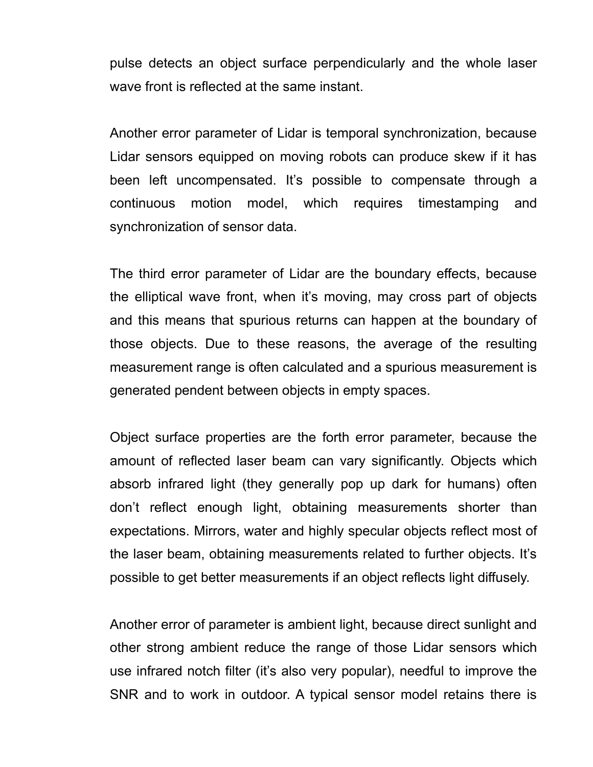pulse detects an object surface perpendicularly and the whole laser wave front is reflected at the same instant.

Another error parameter of Lidar is temporal synchronization, because Lidar sensors equipped on moving robots can produce skew if it has been left uncompensated. It's possible to compensate through a continuous motion model, which requires timestamping and synchronization of sensor data.

The third error parameter of Lidar are the boundary effects, because the elliptical wave front, when it's moving, may cross part of objects and this means that spurious returns can happen at the boundary of those objects. Due to these reasons, the average of the resulting measurement range is often calculated and a spurious measurement is generated pendent between objects in empty spaces.

Object surface properties are the forth error parameter, because the amount of reflected laser beam can vary significantly. Objects which absorb infrared light (they generally pop up dark for humans) often don't reflect enough light, obtaining measurements shorter than expectations. Mirrors, water and highly specular objects reflect most of the laser beam, obtaining measurements related to further objects. It's possible to get better measurements if an object reflects light diffusely.

Another error of parameter is ambient light, because direct sunlight and other strong ambient reduce the range of those Lidar sensors which use infrared notch filter (it's also very popular), needful to improve the SNR and to work in outdoor. A typical sensor model retains there is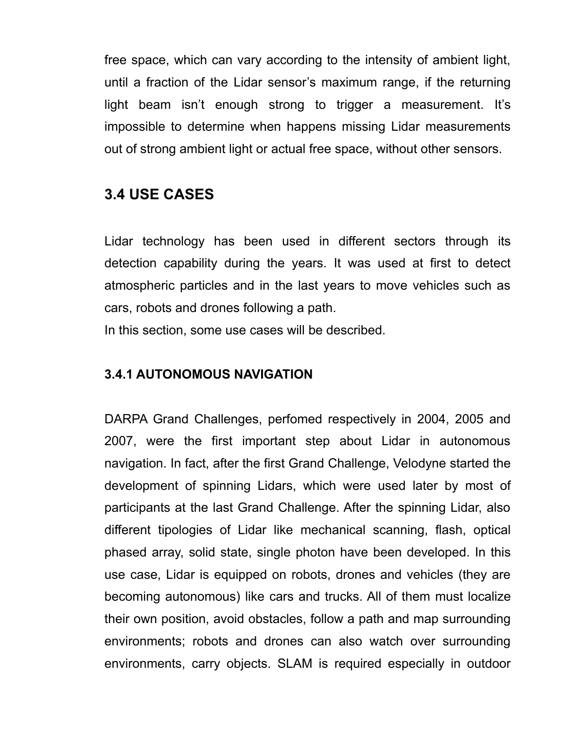free space, which can vary according to the intensity of ambient light, until a fraction of the Lidar sensor's maximum range, if the returning light beam isn't enough strong to trigger a measurement. It's impossible to determine when happens missing Lidar measurements out of strong ambient light or actual free space, without other sensors.

## 3.4 USE CASES

Lidar technology has been used in different sectors through its detection capability during the years. It was used at first to detect atmospheric particles and in the last years to move vehicles such as cars, robots and drones following a path.
In this section, some use cases will be described.

### 3.4.1 AUTONOMOUS NAVIGATION

DARPA Grand Challenges, perfomed respectively in 2004, 2005 and 2007, were the first important step about Lidar in autonomous navigation. In fact, after the first Grand Challenge, Velodyne started the development of spinning Lidars, which were used later by most of participants at the last Grand Challenge. After the spinning Lidar, also different tipologies of Lidar like mechanical scanning, flash, optical phased array, solid state, single photon have been developed. In this use case, Lidar is equipped on robots, drones and vehicles (they are becoming autonomous) like cars and trucks. All of them must localize their own position, avoid obstacles, follow a path and map surrounding environments; robots and drones can also watch over surrounding environments, carry objects. SLAM is required especially in outdoor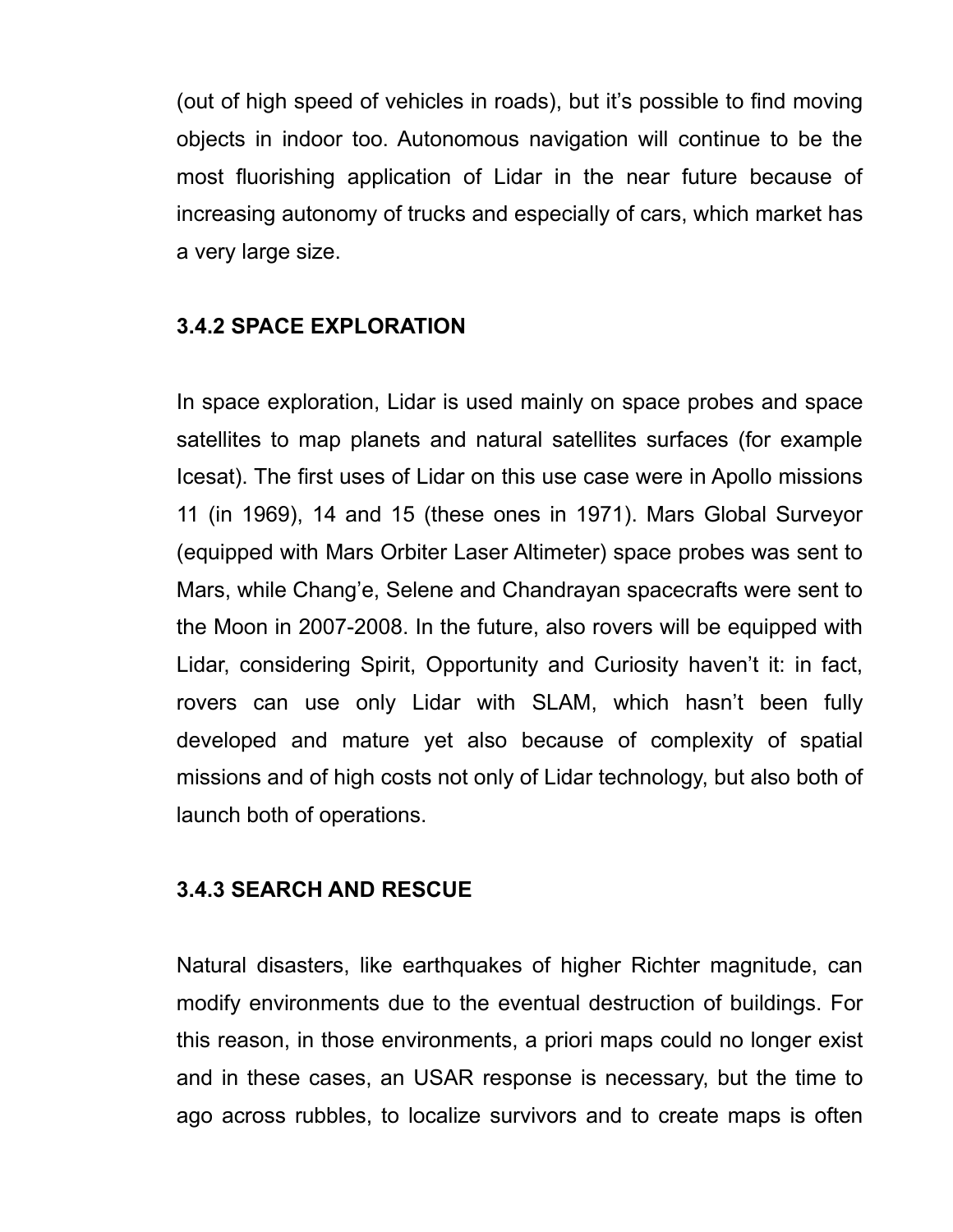(out of high speed of vehicles in roads), but it's possible to find moving objects in indoor too. Autonomous navigation will continue to be the most fluorishing application of Lidar in the near future because of increasing autonomy of trucks and especially of cars, which market has a very large size.

### 3.4.2 SPACE EXPLORATION

In space exploration, Lidar is used mainly on space probes and space satellites to map planets and natural satellites surfaces (for example Icesat). The first uses of Lidar on this use case were in Apollo missions 11 (in 1969), 14 and 15 (these ones in 1971). Mars Global Surveyor (equipped with Mars Orbiter Laser Altimeter) space probes was sent to Mars, while Chang'e, Selene and Chandrayan spacecrafts were sent to the Moon in 2007-2008. In the future, also rovers will be equipped with Lidar, considering Spirit, Opportunity and Curiosity haven't it: in fact, rovers can use only Lidar with SLAM, which hasn't been fully developed and mature yet also because of complexity of spatial missions and of high costs not only of Lidar technology, but also both of launch both of operations.

### 3.4.3 SEARCH AND RESCUE

Natural disasters, like earthquakes of higher Richter magnitude, can modify environments due to the eventual destruction of buildings. For this reason, in those environments, a priori maps could no longer exist and in these cases, an USAR response is necessary, but the time to ago across rubbles, to localize survivors and to create maps is often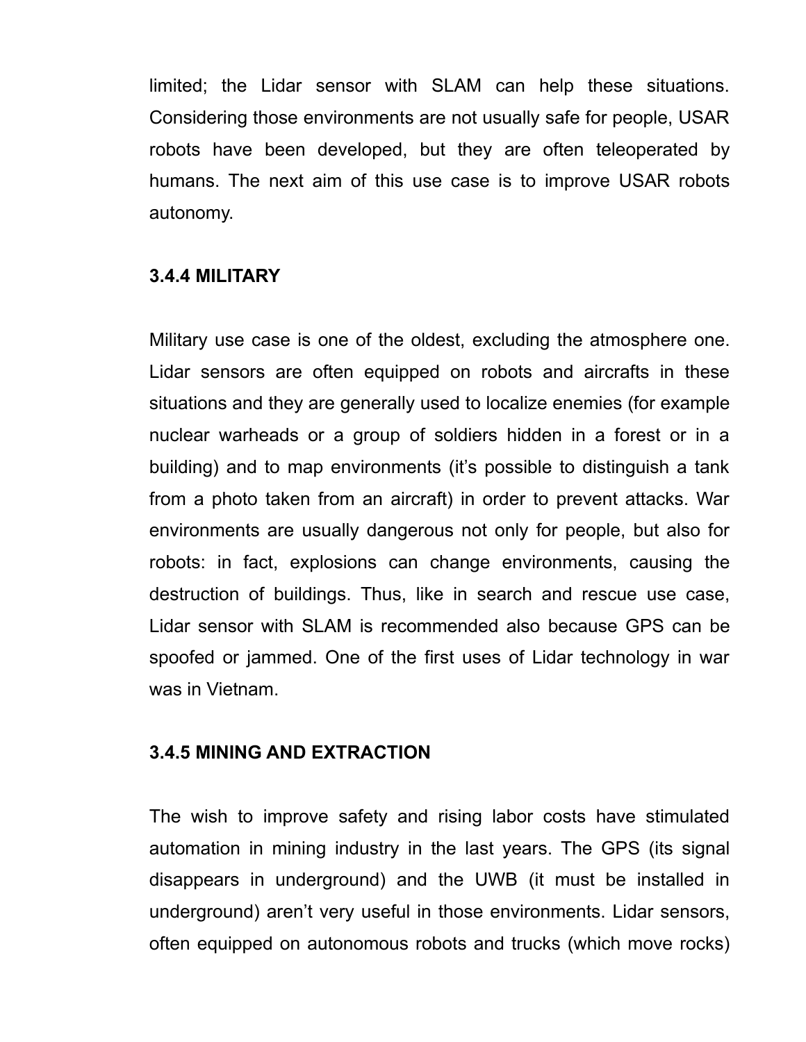limited; the Lidar sensor with SLAM can help these situations. Considering those environments are not usually safe for people, USAR robots have been developed, but they are often teleoperated by humans. The next aim of this use case is to improve USAR robots autonomy.

### 3.4.4 MILITARY

Military use case is one of the oldest, excluding the atmosphere one. Lidar sensors are often equipped on robots and aircrafts in these situations and they are generally used to localize enemies (for example nuclear warheads or a group of soldiers hidden in a forest or in a building) and to map environments (it's possible to distinguish a tank from a photo taken from an aircraft) in order to prevent attacks. War environments are usually dangerous not only for people, but also for robots: in fact, explosions can change environments, causing the destruction of buildings. Thus, like in search and rescue use case, Lidar sensor with SLAM is recommended also because GPS can be spoofed or jammed. One of the first uses of Lidar technology in war was in Vietnam.

### 3.4.5 MINING AND EXTRACTION

The wish to improve safety and rising labor costs have stimulated automation in mining industry in the last years. The GPS (its signal disappears in underground) and the UWB (it must be installed in underground) aren't very useful in those environments. Lidar sensors, often equipped on autonomous robots and trucks (which move rocks)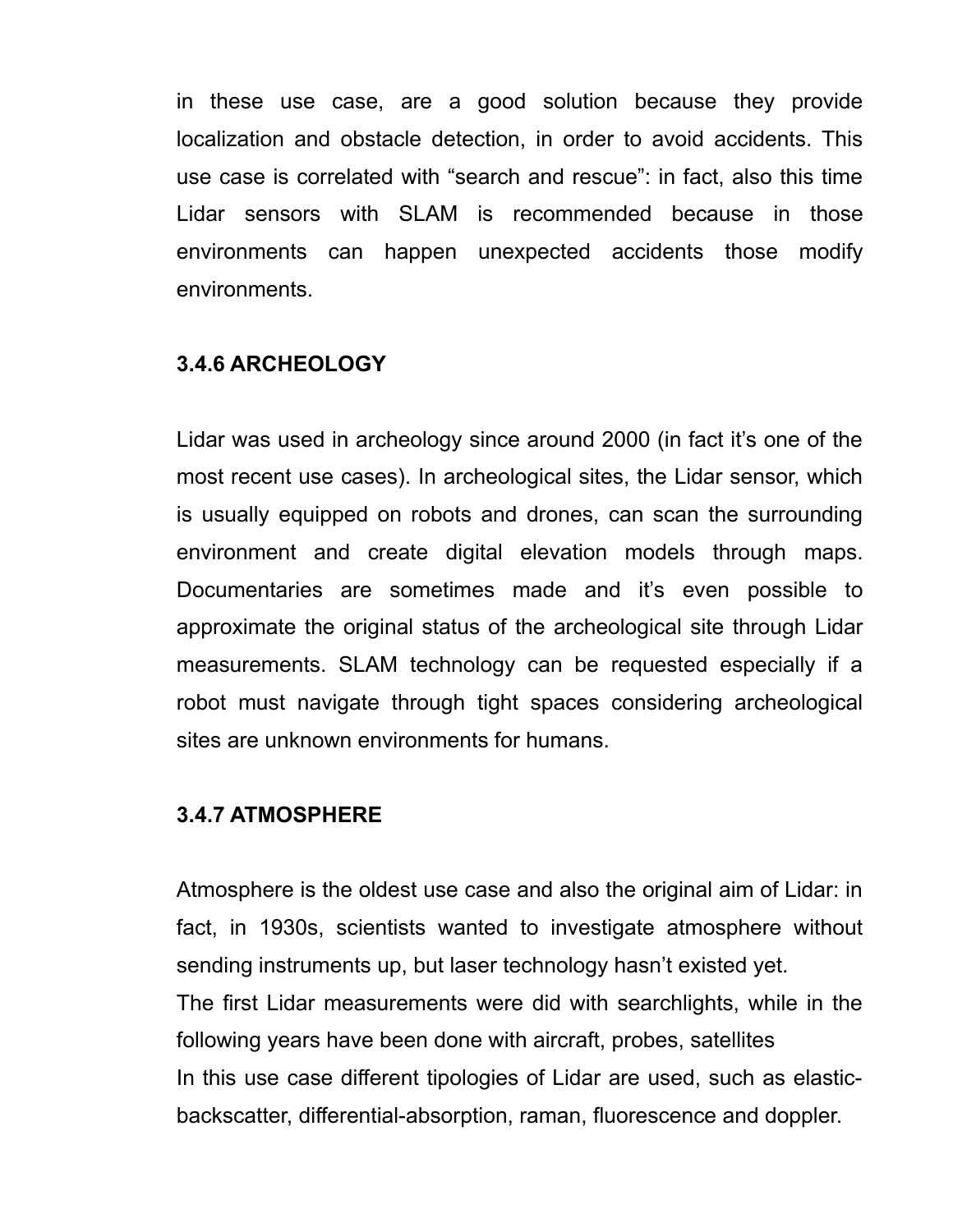in these use case, are a good solution because they provide localization and obstacle detection, in order to avoid accidents. This use case is correlated with “search and rescue”: in fact, also this time Lidar sensors with SLAM is recommended because in those environments can happen unexpected accidents those modify environments.

### 3.4.6 ARCHEOLOGY

Lidar was used in archeology since around 2000 (in fact it’s one of the most recent use cases). In archeological sites, the Lidar sensor, which is usually equipped on robots and drones, can scan the surrounding environment and create digital elevation models through maps. Documentaries are sometimes made and it’s even possible to approximate the original status of the archeological site through Lidar measurements. SLAM technology can be requested especially if a robot must navigate through tight spaces considering archeological sites are unknown environments for humans.

### 3.4.7 ATMOSPHERE

Atmosphere is the oldest use case and also the original aim of Lidar: in fact, in 1930s, scientists wanted to investigate atmosphere without sending instruments up, but laser technology hasn’t existed yet.
The first Lidar measurements were did with searchlights, while in the following years have been done with aircraft, probes, satellites
In this use case different tipologies of Lidar are used, such as elastic-backscatter, differential-absorption, raman, fluorescence and doppler.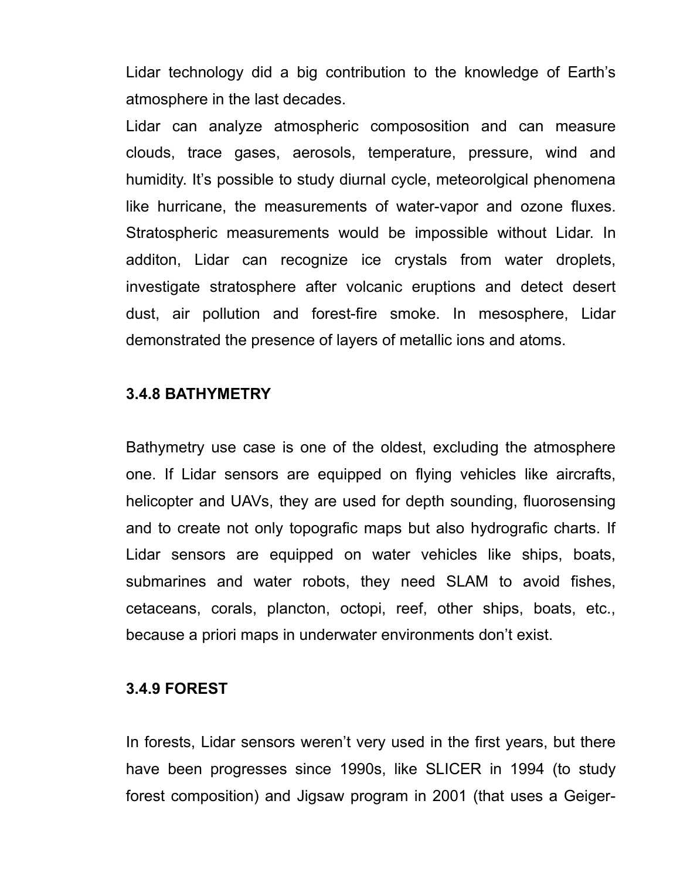Lidar technology did a big contribution to the knowledge of Earth's atmosphere in the last decades.

Lidar can analyze atmospheric compososition and can measure clouds, trace gases, aerosols, temperature, pressure, wind and humidity. It's possible to study diurnal cycle, meteorolgical phenomena like hurricane, the measurements of water-vapor and ozone fluxes. Stratospheric measurements would be impossible without Lidar. In additon, Lidar can recognize ice crystals from water droplets, investigate stratosphere after volcanic eruptions and detect desert dust, air pollution and forest-fire smoke. In mesosphere, Lidar demonstrated the presence of layers of metallic ions and atoms.

### 3.4.8 BATHYMETRY

Bathymetry use case is one of the oldest, excluding the atmosphere one. If Lidar sensors are equipped on flying vehicles like aircrafts, helicopter and UAVs, they are used for depth sounding, fluorosensing and to create not only topografic maps but also hydrografic charts. If Lidar sensors are equipped on water vehicles like ships, boats, submarines and water robots, they need SLAM to avoid fishes, cetaceans, corals, plancton, octopi, reef, other ships, boats, etc., because a priori maps in underwater environments don't exist.

### 3.4.9 FOREST

In forests, Lidar sensors weren't very used in the first years, but there have been progresses since 1990s, like SLICER in 1994 (to study forest composition) and Jigsaw program in 2001 (that uses a Geiger-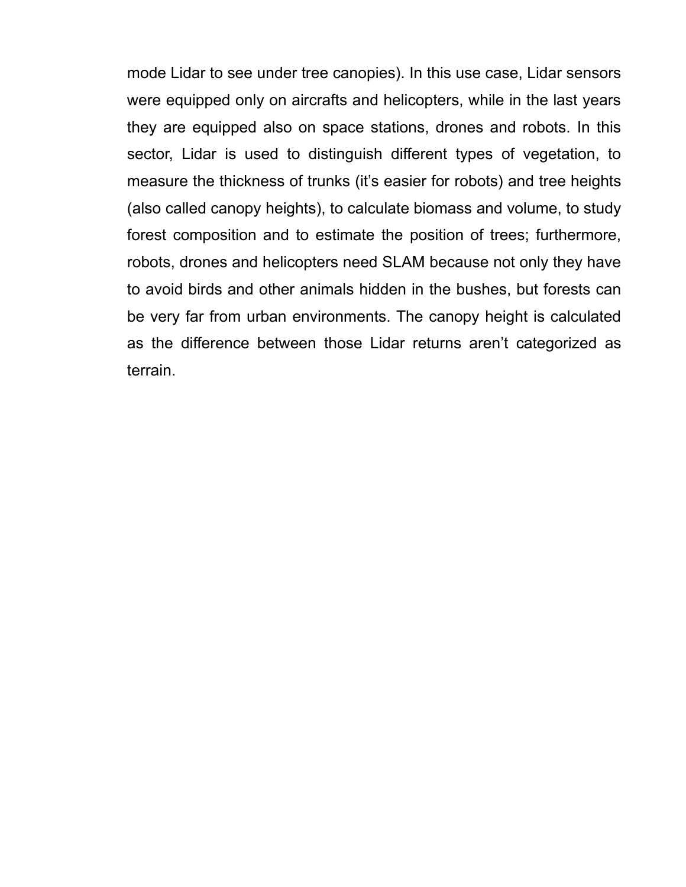mode Lidar to see under tree canopies). In this use case, Lidar sensors were equipped only on aircrafts and helicopters, while in the last years they are equipped also on space stations, drones and robots. In this sector, Lidar is used to distinguish different types of vegetation, to measure the thickness of trunks (it's easier for robots) and tree heights (also called canopy heights), to calculate biomass and volume, to study forest composition and to estimate the position of trees; furthermore, robots, drones and helicopters need SLAM because not only they have to avoid birds and other animals hidden in the bushes, but forests can be very far from urban environments. The canopy height is calculated as the difference between those Lidar returns aren't categorized as terrain.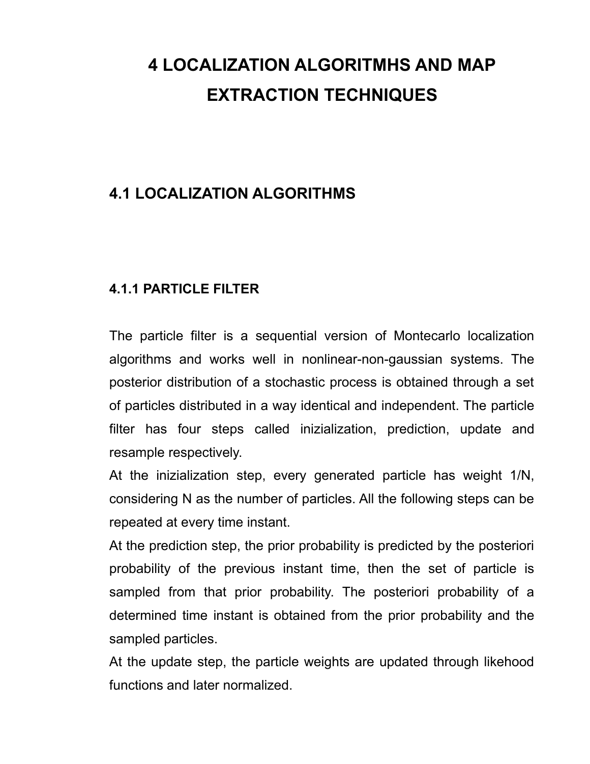# 4 LOCALIZATION ALGORITMHS AND MAP EXTRACTION TECHNIQUES

## 4.1 LOCALIZATION ALGORITHMS

### 4.1.1 PARTICLE FILTER

The particle filter is a sequential version of Montecarlo localization algorithms and works well in nonlinear-non-gaussian systems. The posterior distribution of a stochastic process is obtained through a set of particles distributed in a way identical and independent. The particle filter has four steps called inizialization, prediction, update and resample respectively.

At the inizialization step, every generated particle has weight 1/N, considering N as the number of particles. All the following steps can be repeated at every time instant.

At the prediction step, the prior probability is predicted by the posteriori probability of the previous instant time, then the set of particle is sampled from that prior probability. The posteriori probability of a determined time instant is obtained from the prior probability and the sampled particles.

At the update step, the particle weights are updated through likehood functions and later normalized.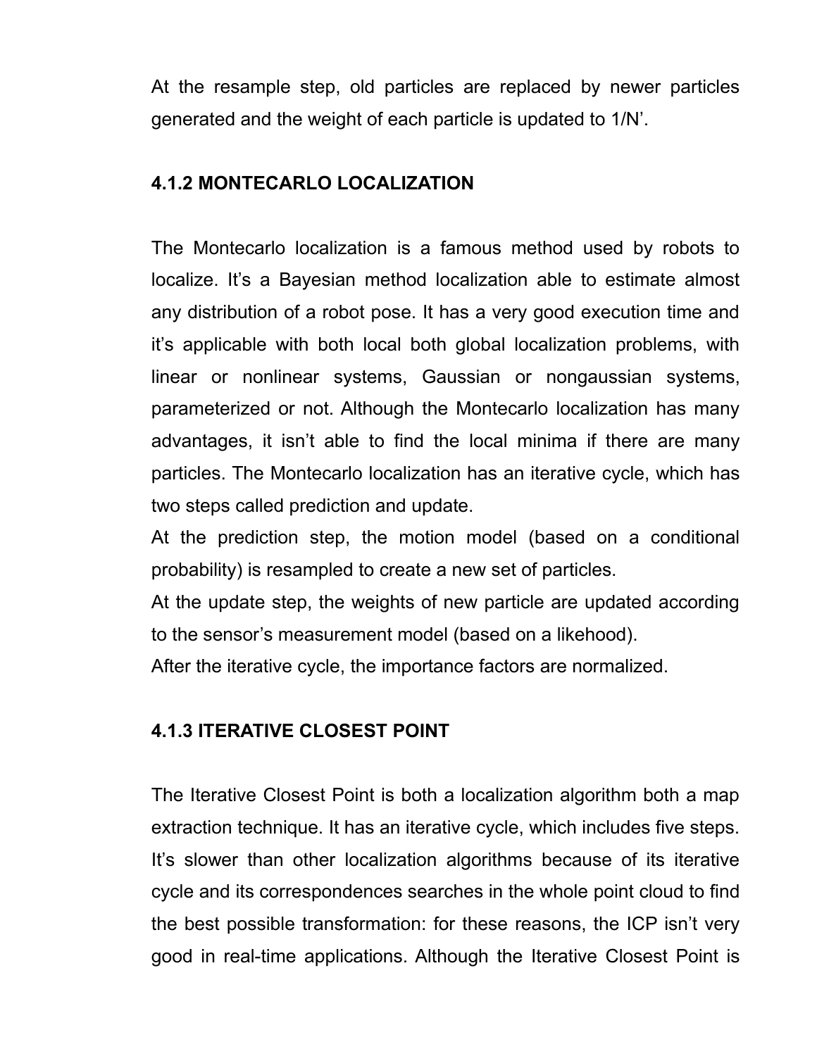At the resample step, old particles are replaced by newer particles generated and the weight of each particle is updated to 1/N'.

### 4.1.2 MONTECARLO LOCALIZATION

The Montecarlo localization is a famous method used by robots to localize. It's a Bayesian method localization able to estimate almost any distribution of a robot pose. It has a very good execution time and it's applicable with both local both global localization problems, with linear or nonlinear systems, Gaussian or nongaussian systems, parameterized or not. Although the Montecarlo localization has many advantages, it isn't able to find the local minima if there are many particles. The Montecarlo localization has an iterative cycle, which has two steps called prediction and update.

At the prediction step, the motion model (based on a conditional probability) is resampled to create a new set of particles.

At the update step, the weights of new particle are updated according to the sensor's measurement model (based on a likehood).

After the iterative cycle, the importance factors are normalized.

### 4.1.3 ITERATIVE CLOSEST POINT

The Iterative Closest Point is both a localization algorithm both a map extraction technique. It has an iterative cycle, which includes five steps. It's slower than other localization algorithms because of its iterative cycle and its correspondences searches in the whole point cloud to find the best possible transformation: for these reasons, the ICP isn't very good in real-time applications. Although the Iterative Closest Point is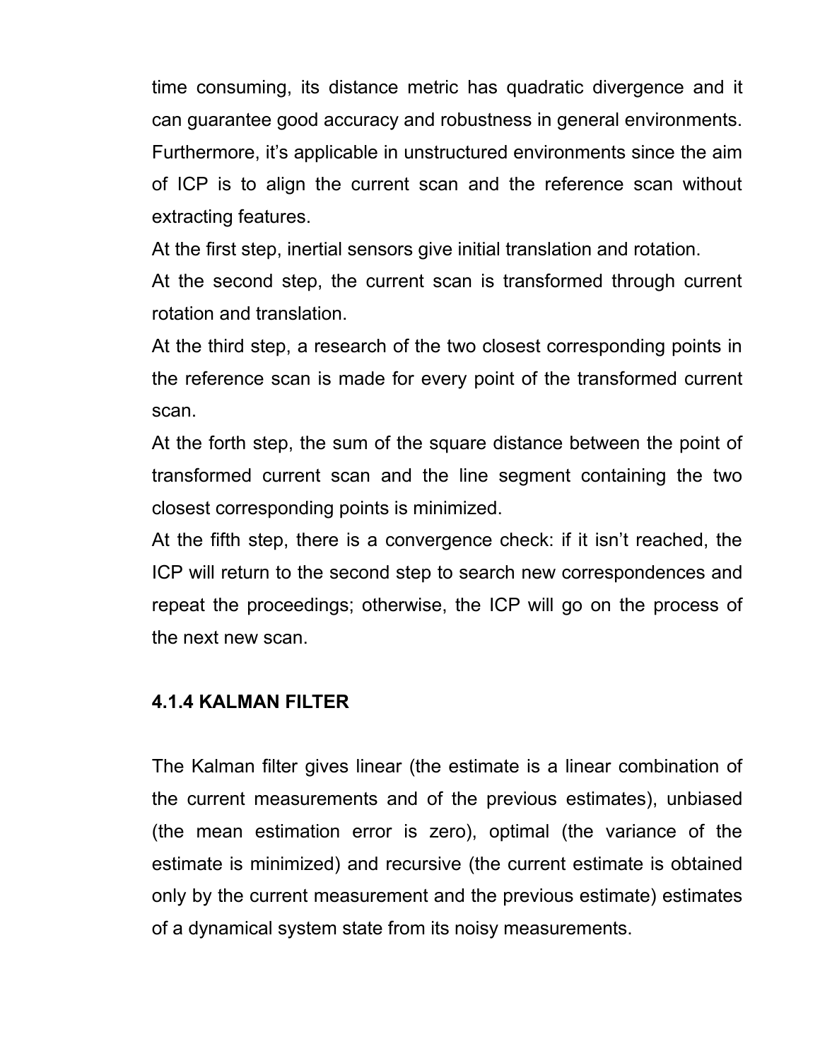time consuming, its distance metric has quadratic divergence and it can guarantee good accuracy and robustness in general environments. Furthermore, it's applicable in unstructured environments since the aim of ICP is to align the current scan and the reference scan without extracting features.

At the first step, inertial sensors give initial translation and rotation.

At the second step, the current scan is transformed through current rotation and translation.

At the third step, a research of the two closest corresponding points in the reference scan is made for every point of the transformed current scan.

At the forth step, the sum of the square distance between the point of transformed current scan and the line segment containing the two closest corresponding points is minimized.

At the fifth step, there is a convergence check: if it isn't reached, the ICP will return to the second step to search new correspondences and repeat the proceedings; otherwise, the ICP will go on the process of the next new scan.

### 4.1.4 KALMAN FILTER

The Kalman filter gives linear (the estimate is a linear combination of the current measurements and of the previous estimates), unbiased (the mean estimation error is zero), optimal (the variance of the estimate is minimized) and recursive (the current estimate is obtained only by the current measurement and the previous estimate) estimates of a dynamical system state from its noisy measurements.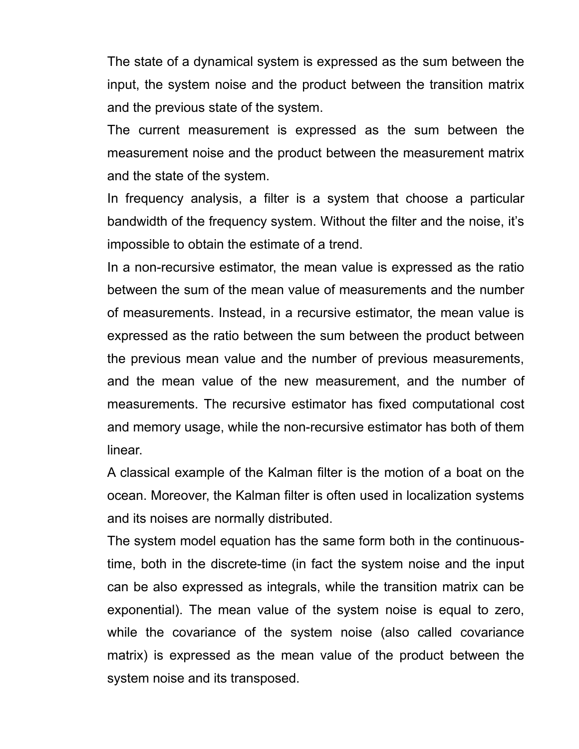The state of a dynamical system is expressed as the sum between the input, the system noise and the product between the transition matrix and the previous state of the system.

The current measurement is expressed as the sum between the measurement noise and the product between the measurement matrix and the state of the system.

In frequency analysis, a filter is a system that choose a particular bandwidth of the frequency system. Without the filter and the noise, it's impossible to obtain the estimate of a trend.

In a non-recursive estimator, the mean value is expressed as the ratio between the sum of the mean value of measurements and the number of measurements. Instead, in a recursive estimator, the mean value is expressed as the ratio between the sum between the product between the previous mean value and the number of previous measurements, and the mean value of the new measurement, and the number of measurements. The recursive estimator has fixed computational cost and memory usage, while the non-recursive estimator has both of them linear.

A classical example of the Kalman filter is the motion of a boat on the ocean. Moreover, the Kalman filter is often used in localization systems and its noises are normally distributed.

The system model equation has the same form both in the continuous-time, both in the discrete-time (in fact the system noise and the input can be also expressed as integrals, while the transition matrix can be exponential). The mean value of the system noise is equal to zero, while the covariance of the system noise (also called covariance matrix) is expressed as the mean value of the product between the system noise and its transposed.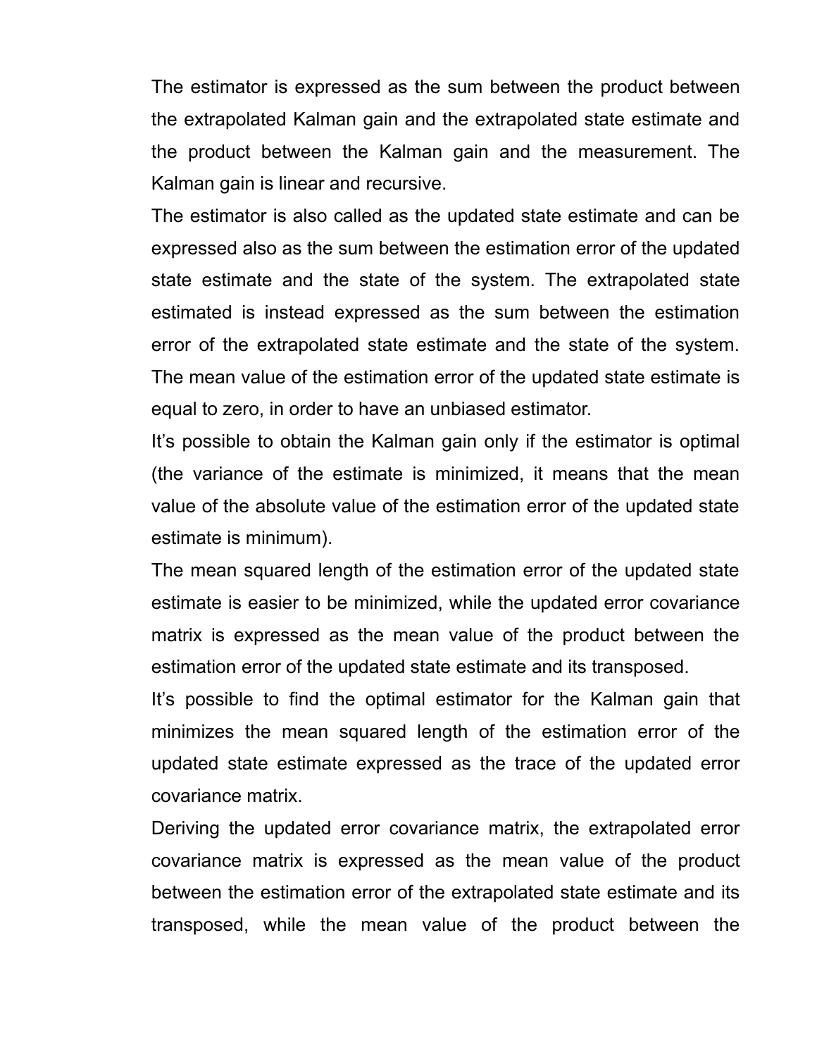The estimator is expressed as the sum between the product between the extrapolated Kalman gain and the extrapolated state estimate and the product between the Kalman gain and the measurement. The Kalman gain is linear and recursive.

The estimator is also called as the updated state estimate and can be expressed also as the sum between the estimation error of the updated state estimate and the state of the system. The extrapolated state estimated is instead expressed as the sum between the estimation error of the extrapolated state estimate and the state of the system. The mean value of the estimation error of the updated state estimate is equal to zero, in order to have an unbiased estimator.

It's possible to obtain the Kalman gain only if the estimator is optimal (the variance of the estimate is minimized, it means that the mean value of the absolute value of the estimation error of the updated state estimate is minimum).

The mean squared length of the estimation error of the updated state estimate is easier to be minimized, while the updated error covariance matrix is expressed as the mean value of the product between the estimation error of the updated state estimate and its transposed.

It's possible to find the optimal estimator for the Kalman gain that minimizes the mean squared length of the estimation error of the updated state estimate expressed as the trace of the updated error covariance matrix.

Deriving the updated error covariance matrix, the extrapolated error covariance matrix is expressed as the mean value of the product between the estimation error of the extrapolated state estimate and its transposed, while the mean value of the product between the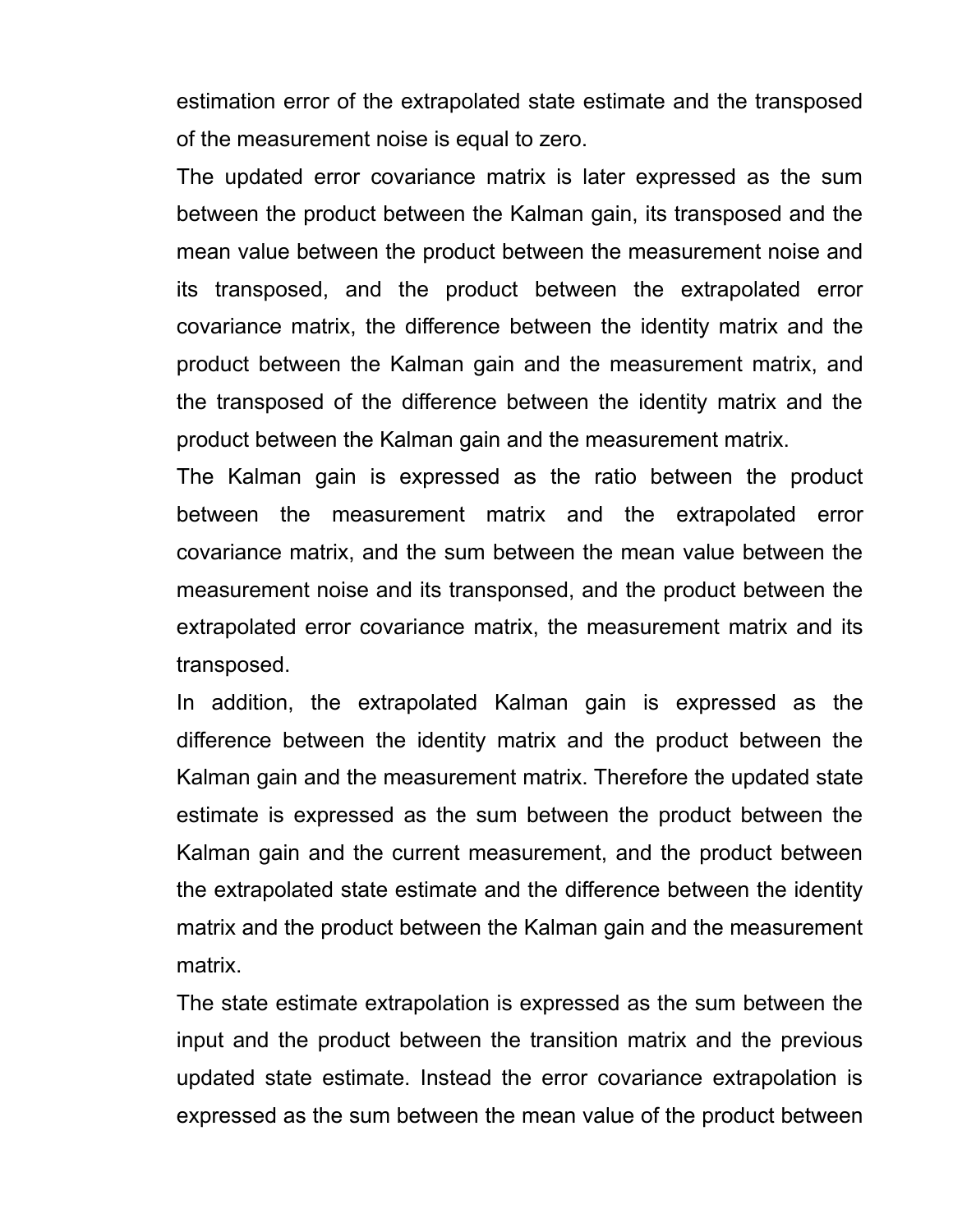estimation error of the extrapolated state estimate and the transposed of the measurement noise is equal to zero.

The updated error covariance matrix is later expressed as the sum between the product between the Kalman gain, its transposed and the mean value between the product between the measurement noise and its transposed, and the product between the extrapolated error covariance matrix, the difference between the identity matrix and the product between the Kalman gain and the measurement matrix, and the transposed of the difference between the identity matrix and the product between the Kalman gain and the measurement matrix.

The Kalman gain is expressed as the ratio between the product between the measurement matrix and the extrapolated error covariance matrix, and the sum between the mean value between the measurement noise and its transponsed, and the product between the extrapolated error covariance matrix, the measurement matrix and its transposed.

In addition, the extrapolated Kalman gain is expressed as the difference between the identity matrix and the product between the Kalman gain and the measurement matrix. Therefore the updated state estimate is expressed as the sum between the product between the Kalman gain and the current measurement, and the product between the extrapolated state estimate and the difference between the identity matrix and the product between the Kalman gain and the measurement matrix.

The state estimate extrapolation is expressed as the sum between the input and the product between the transition matrix and the previous updated state estimate. Instead the error covariance extrapolation is expressed as the sum between the mean value of the product between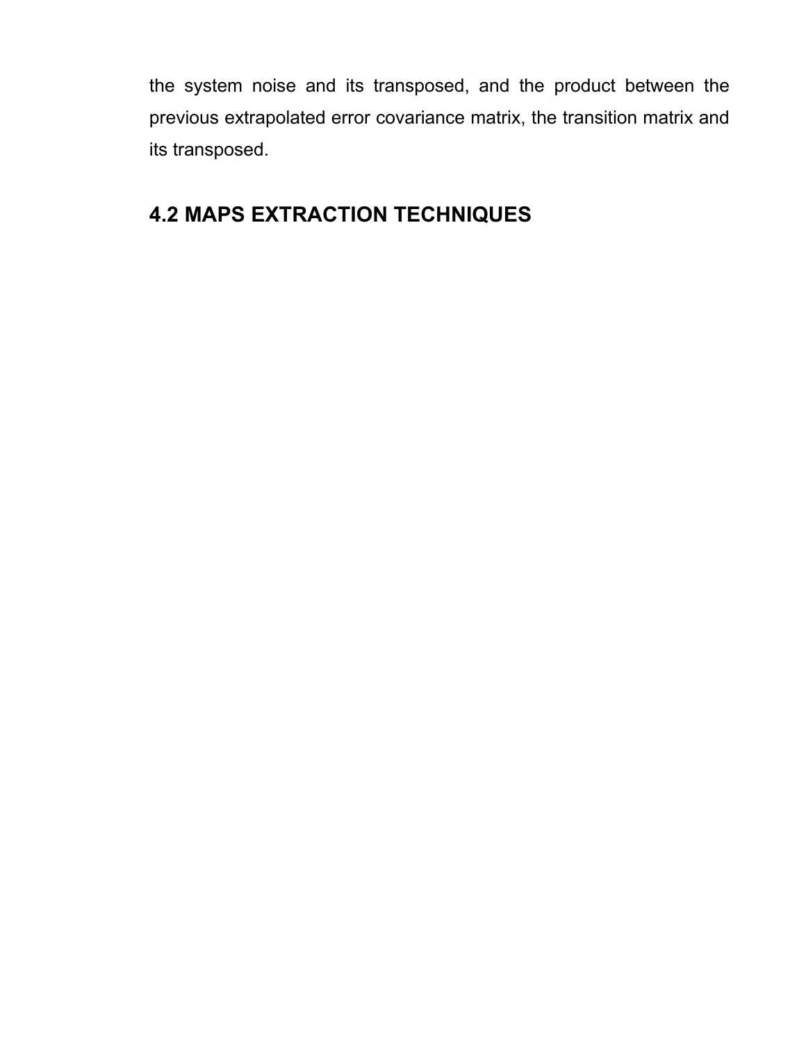the system noise and its transposed, and the product between the previous extrapolated error covariance matrix, the transition matrix and its transposed.

## 4.2 MAPS EXTRACTION TECHNIQUES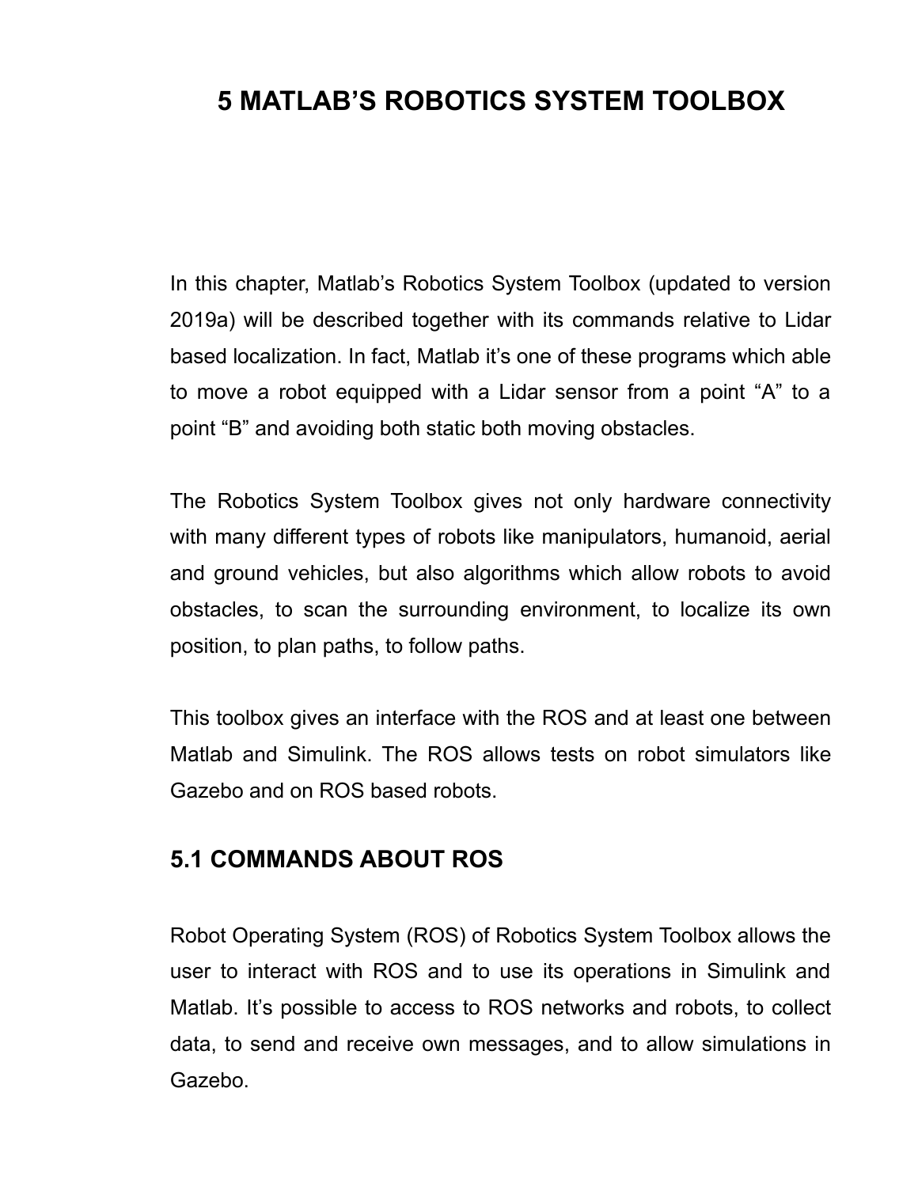# 5 MATLAB'S ROBOTICS SYSTEM TOOLBOX

In this chapter, Matlab's Robotics System Toolbox (updated to version 2019a) will be described together with its commands relative to Lidar based localization. In fact, Matlab it's one of these programs which able to move a robot equipped with a Lidar sensor from a point "A" to a point "B" and avoiding both static both moving obstacles.

The Robotics System Toolbox gives not only hardware connectivity with many different types of robots like manipulators, humanoid, aerial and ground vehicles, but also algorithms which allow robots to avoid obstacles, to scan the surrounding environment, to localize its own position, to plan paths, to follow paths.

This toolbox gives an interface with the ROS and at least one between Matlab and Simulink. The ROS allows tests on robot simulators like Gazebo and on ROS based robots.

## 5.1 COMMANDS ABOUT ROS

Robot Operating System (ROS) of Robotics System Toolbox allows the user to interact with ROS and to use its operations in Simulink and Matlab. It's possible to access to ROS networks and robots, to collect data, to send and receive own messages, and to allow simulations in Gazebo.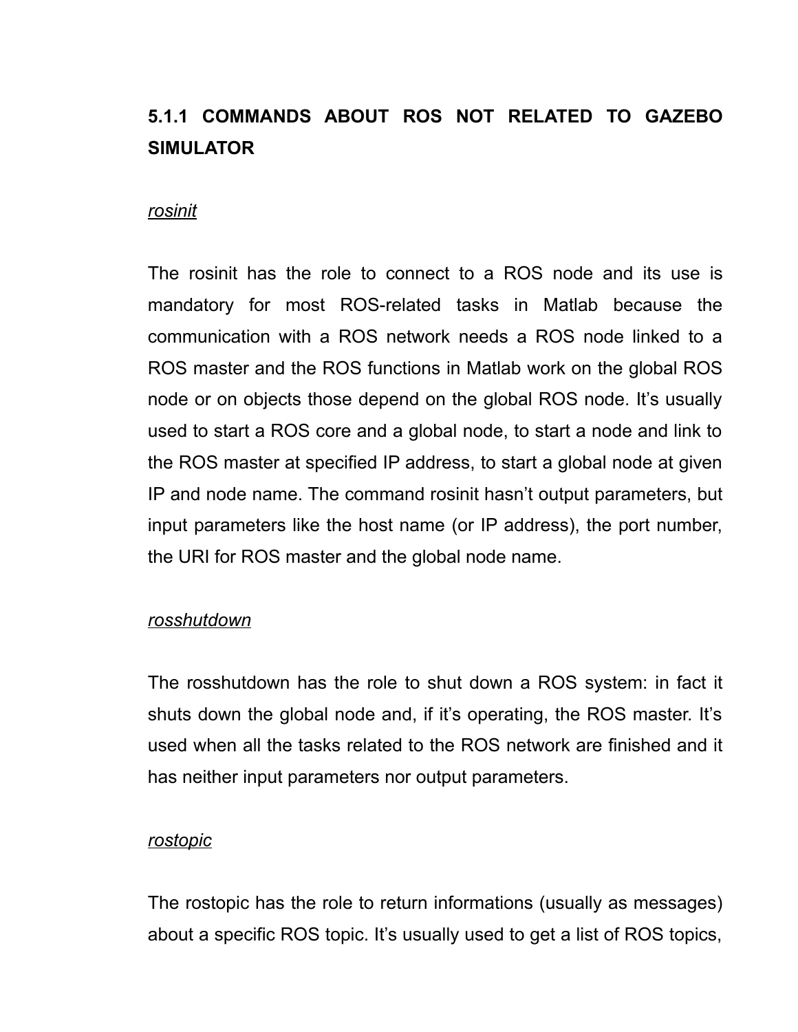### 5.1.1 COMMANDS ABOUT ROS NOT RELATED TO GAZEBO SIMULATOR

*rosinit*

The rosinit has the role to connect to a ROS node and its use is mandatory for most ROS-related tasks in Matlab because the communication with a ROS network needs a ROS node linked to a ROS master and the ROS functions in Matlab work on the global ROS node or on objects those depend on the global ROS node. It's usually used to start a ROS core and a global node, to start a node and link to the ROS master at specified IP address, to start a global node at given IP and node name. The command rosinit hasn't output parameters, but input parameters like the host name (or IP address), the port number, the URI for ROS master and the global node name.

*rosshutdown*

The rosshutdown has the role to shut down a ROS system: in fact it shuts down the global node and, if it's operating, the ROS master. It's used when all the tasks related to the ROS network are finished and it has neither input parameters nor output parameters.

*rostopic*

The rostopic has the role to return informations (usually as messages) about a specific ROS topic. It's usually used to get a list of ROS topics,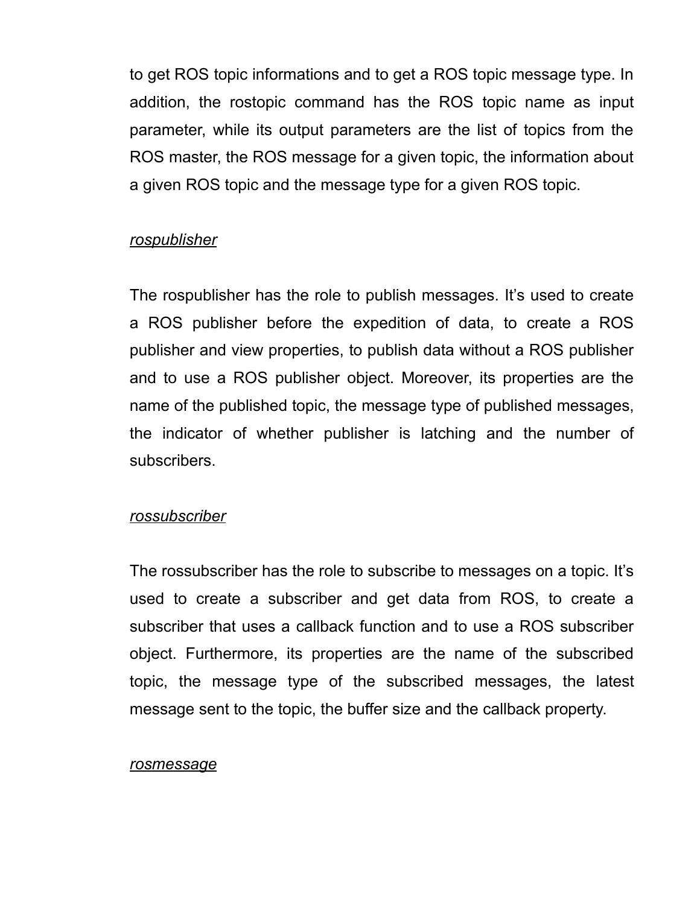to get ROS topic informations and to get a ROS topic message type. In addition, the rostopic command has the ROS topic name as input parameter, while its output parameters are the list of topics from the ROS master, the ROS message for a given topic, the information about a given ROS topic and the message type for a given ROS topic.

*rospublisher*

The rospublisher has the role to publish messages. It's used to create a ROS publisher before the expedition of data, to create a ROS publisher and view properties, to publish data without a ROS publisher and to use a ROS publisher object. Moreover, its properties are the name of the published topic, the message type of published messages, the indicator of whether publisher is latching and the number of subscribers.

*rossubscriber*

The rossubscriber has the role to subscribe to messages on a topic. It's used to create a subscriber and get data from ROS, to create a subscriber that uses a callback function and to use a ROS subscriber object. Furthermore, its properties are the name of the subscribed topic, the message type of the subscribed messages, the latest message sent to the topic, the buffer size and the callback property.

*rosmessage*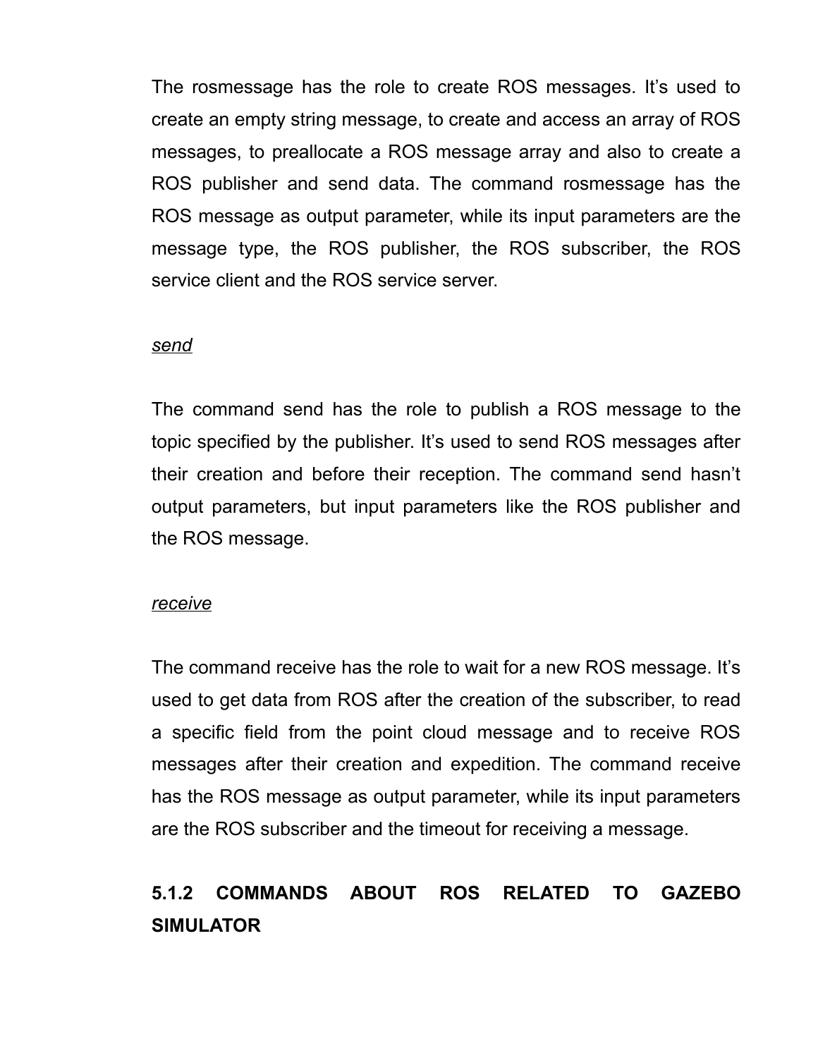The rosmessage has the role to create ROS messages. It’s used to create an empty string message, to create and access an array of ROS messages, to preallocate a ROS message array and also to create a ROS publisher and send data. The command rosmessage has the ROS message as output parameter, while its input parameters are the message type, the ROS publisher, the ROS subscriber, the ROS service client and the ROS service server.

*send*

The command send has the role to publish a ROS message to the topic specified by the publisher. It’s used to send ROS messages after their creation and before their reception. The command send hasn’t output parameters, but input parameters like the ROS publisher and the ROS message.

*receive*

The command receive has the role to wait for a new ROS message. It’s used to get data from ROS after the creation of the subscriber, to read a specific field from the point cloud message and to receive ROS messages after their creation and expedition. The command receive has the ROS message as output parameter, while its input parameters are the ROS subscriber and the timeout for receiving a message.

### 5.1.2 COMMANDS ABOUT ROS RELATED TO GAZEBO SIMULATOR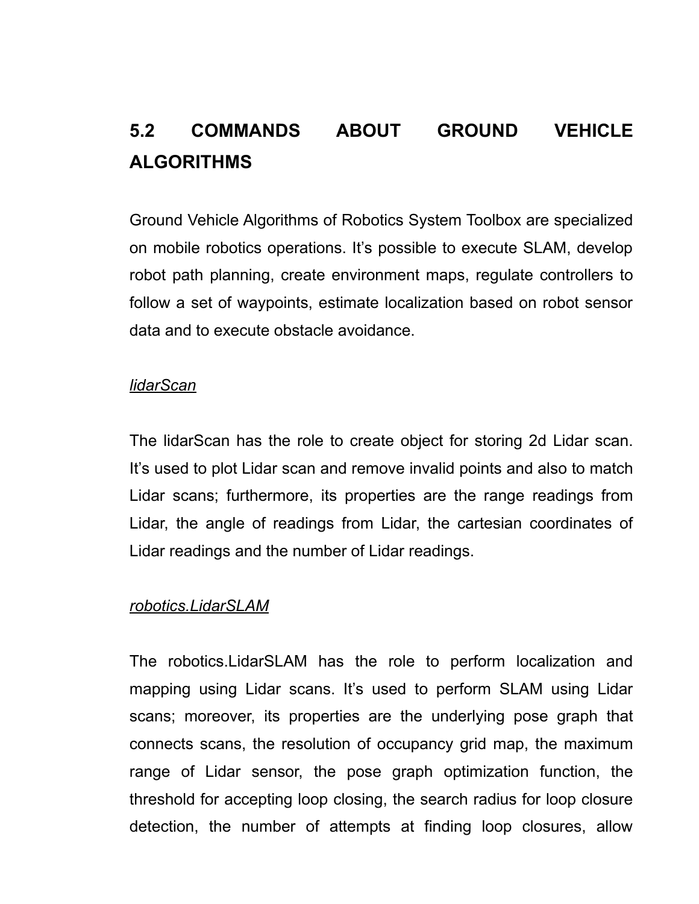## 5.2 COMMANDS ABOUT GROUND VEHICLE ALGORITHMS

Ground Vehicle Algorithms of Robotics System Toolbox are specialized on mobile robotics operations. It's possible to execute SLAM, develop robot path planning, create environment maps, regulate controllers to follow a set of waypoints, estimate localization based on robot sensor data and to execute obstacle avoidance.

*lidarScan*

The lidarScan has the role to create object for storing 2d Lidar scan. It's used to plot Lidar scan and remove invalid points and also to match Lidar scans; furthermore, its properties are the range readings from Lidar, the angle of readings from Lidar, the cartesian coordinates of Lidar readings and the number of Lidar readings.

*robotics.LidarSLAM*

The robotics.LidarSLAM has the role to perform localization and mapping using Lidar scans. It's used to perform SLAM using Lidar scans; moreover, its properties are the underlying pose graph that connects scans, the resolution of occupancy grid map, the maximum range of Lidar sensor, the pose graph optimization function, the threshold for accepting loop closing, the search radius for loop closure detection, the number of attempts at finding loop closures, allow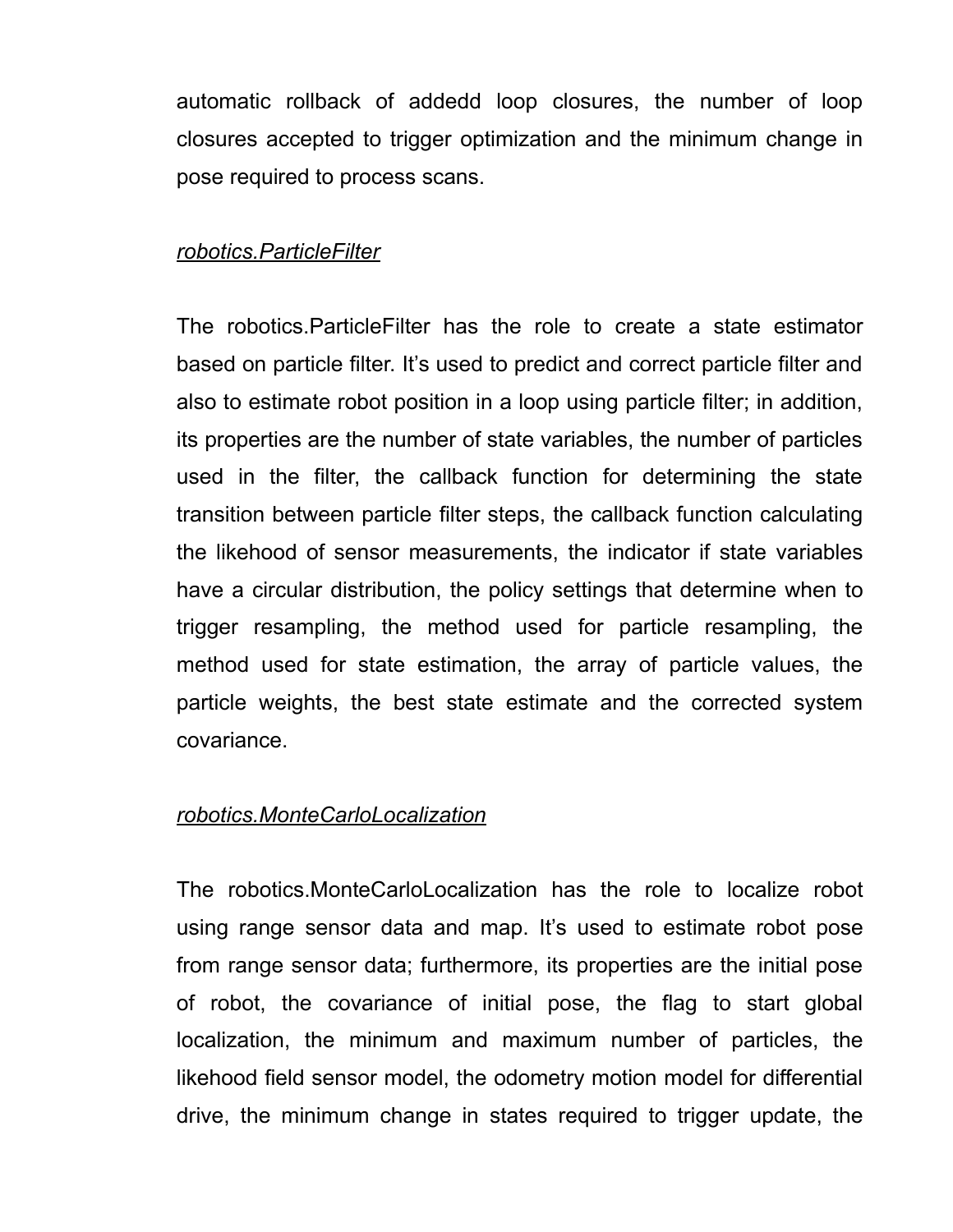automatic rollback of addedd loop closures, the number of loop closures accepted to trigger optimization and the minimum change in pose required to process scans.

*robotics.ParticleFilter*

The robotics.ParticleFilter has the role to create a state estimator based on particle filter. It's used to predict and correct particle filter and also to estimate robot position in a loop using particle filter; in addition, its properties are the number of state variables, the number of particles used in the filter, the callback function for determining the state transition between particle filter steps, the callback function calculating the likehood of sensor measurements, the indicator if state variables have a circular distribution, the policy settings that determine when to trigger resampling, the method used for particle resampling, the method used for state estimation, the array of particle values, the particle weights, the best state estimate and the corrected system covariance.

*robotics.MonteCarloLocalization*

The robotics.MonteCarloLocalization has the role to localize robot using range sensor data and map. It's used to estimate robot pose from range sensor data; furthermore, its properties are the initial pose of robot, the covariance of initial pose, the flag to start global localization, the minimum and maximum number of particles, the likehood field sensor model, the odometry motion model for differential drive, the minimum change in states required to trigger update, the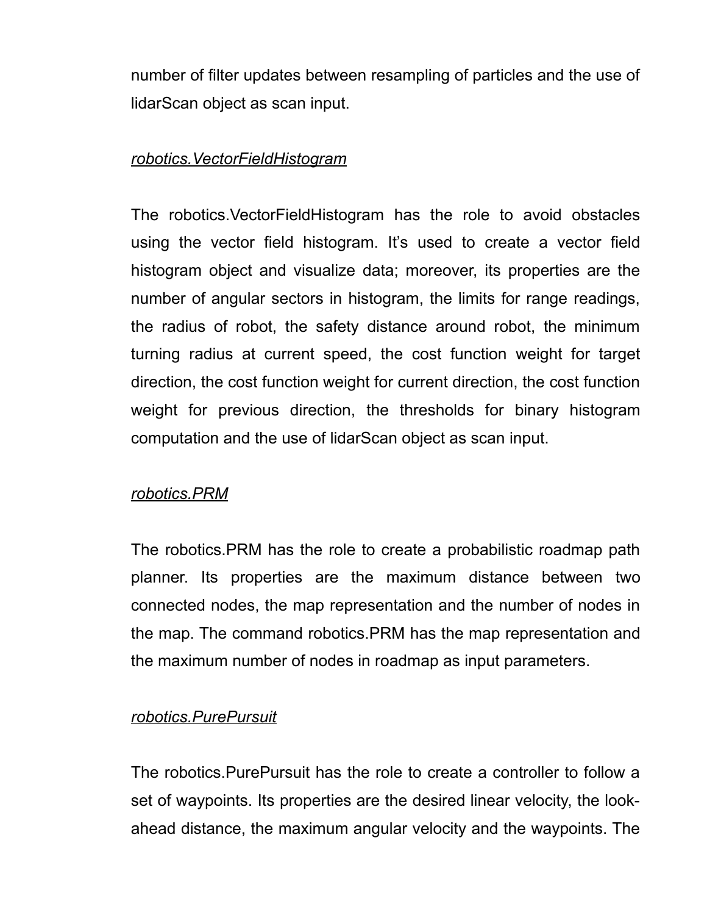number of filter updates between resampling of particles and the use of lidarScan object as scan input.

*robotics.VectorFieldHistogram*

The robotics.VectorFieldHistogram has the role to avoid obstacles using the vector field histogram. It's used to create a vector field histogram object and visualize data; moreover, its properties are the number of angular sectors in histogram, the limits for range readings, the radius of robot, the safety distance around robot, the minimum turning radius at current speed, the cost function weight for target direction, the cost function weight for current direction, the cost function weight for previous direction, the thresholds for binary histogram computation and the use of lidarScan object as scan input.

*robotics.PRM*

The robotics.PRM has the role to create a probabilistic roadmap path planner. Its properties are the maximum distance between two connected nodes, the map representation and the number of nodes in the map. The command robotics.PRM has the map representation and the maximum number of nodes in roadmap as input parameters.

*robotics.PurePursuit*

The robotics.PurePursuit has the role to create a controller to follow a set of waypoints. Its properties are the desired linear velocity, the look-ahead distance, the maximum angular velocity and the waypoints. The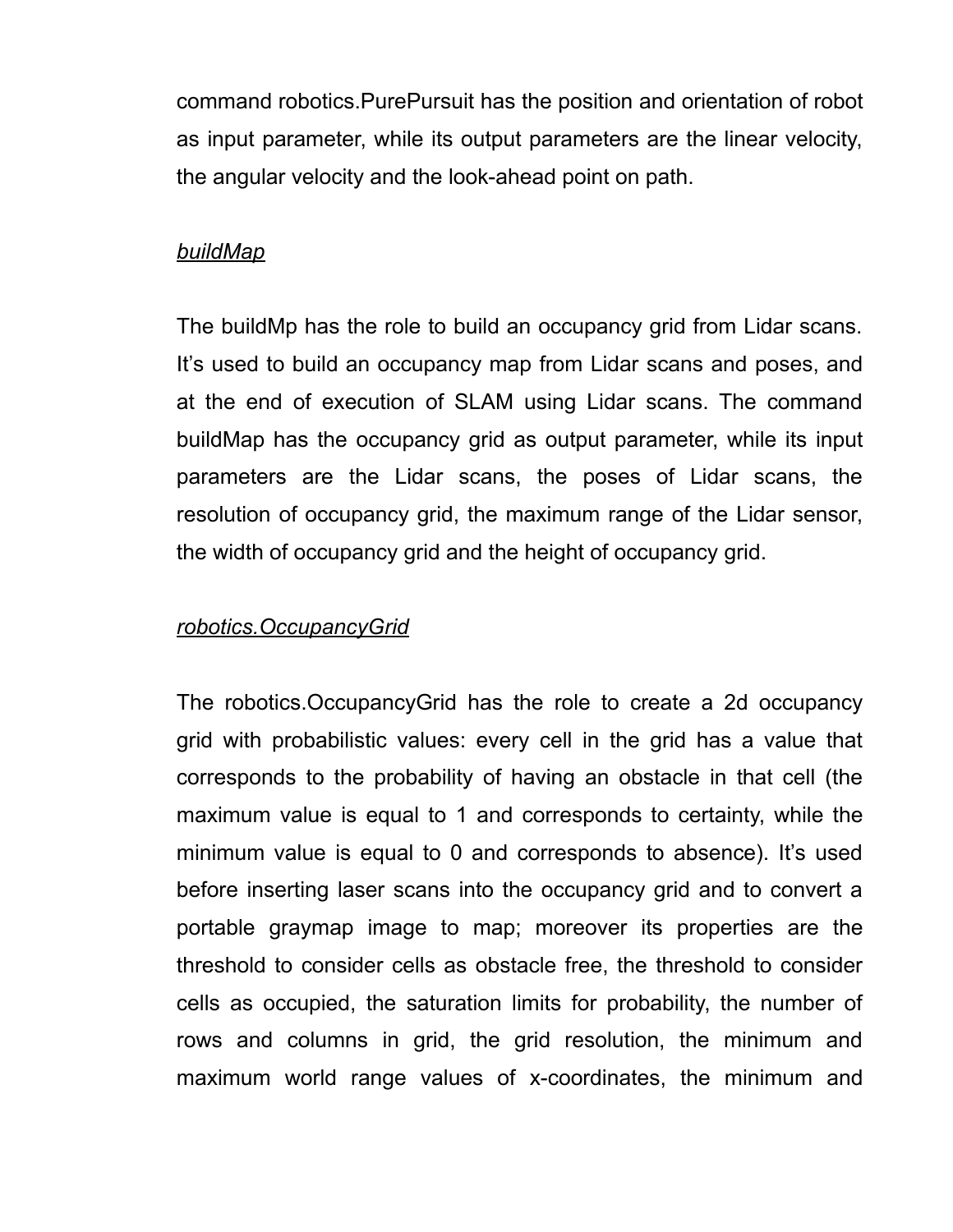command robotics.PurePursuit has the position and orientation of robot as input parameter, while its output parameters are the linear velocity, the angular velocity and the look-ahead point on path.

*buildMap*

The buildMp has the role to build an occupancy grid from Lidar scans. It's used to build an occupancy map from Lidar scans and poses, and at the end of execution of SLAM using Lidar scans. The command buildMap has the occupancy grid as output parameter, while its input parameters are the Lidar scans, the poses of Lidar scans, the resolution of occupancy grid, the maximum range of the Lidar sensor, the width of occupancy grid and the height of occupancy grid.

*robotics.OccupancyGrid*

The robotics.OccupancyGrid has the role to create a 2d occupancy grid with probabilistic values: every cell in the grid has a value that corresponds to the probability of having an obstacle in that cell (the maximum value is equal to 1 and corresponds to certainty, while the minimum value is equal to 0 and corresponds to absence). It's used before inserting laser scans into the occupancy grid and to convert a portable graymap image to map; moreover its properties are the threshold to consider cells as obstacle free, the threshold to consider cells as occupied, the saturation limits for probability, the number of rows and columns in grid, the grid resolution, the minimum and maximum world range values of x-coordinates, the minimum and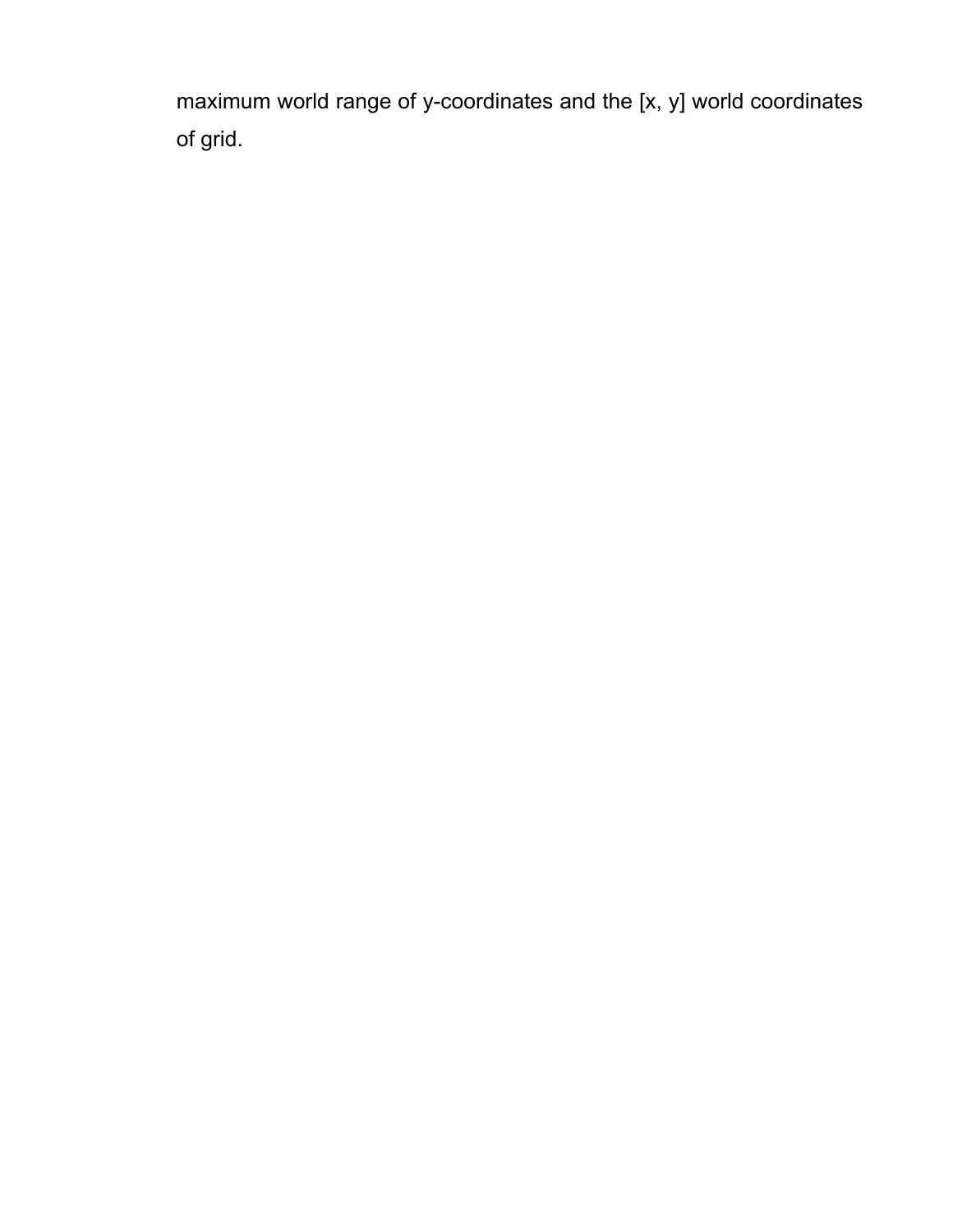maximum world range of y-coordinates and the [x, y] world coordinates of grid.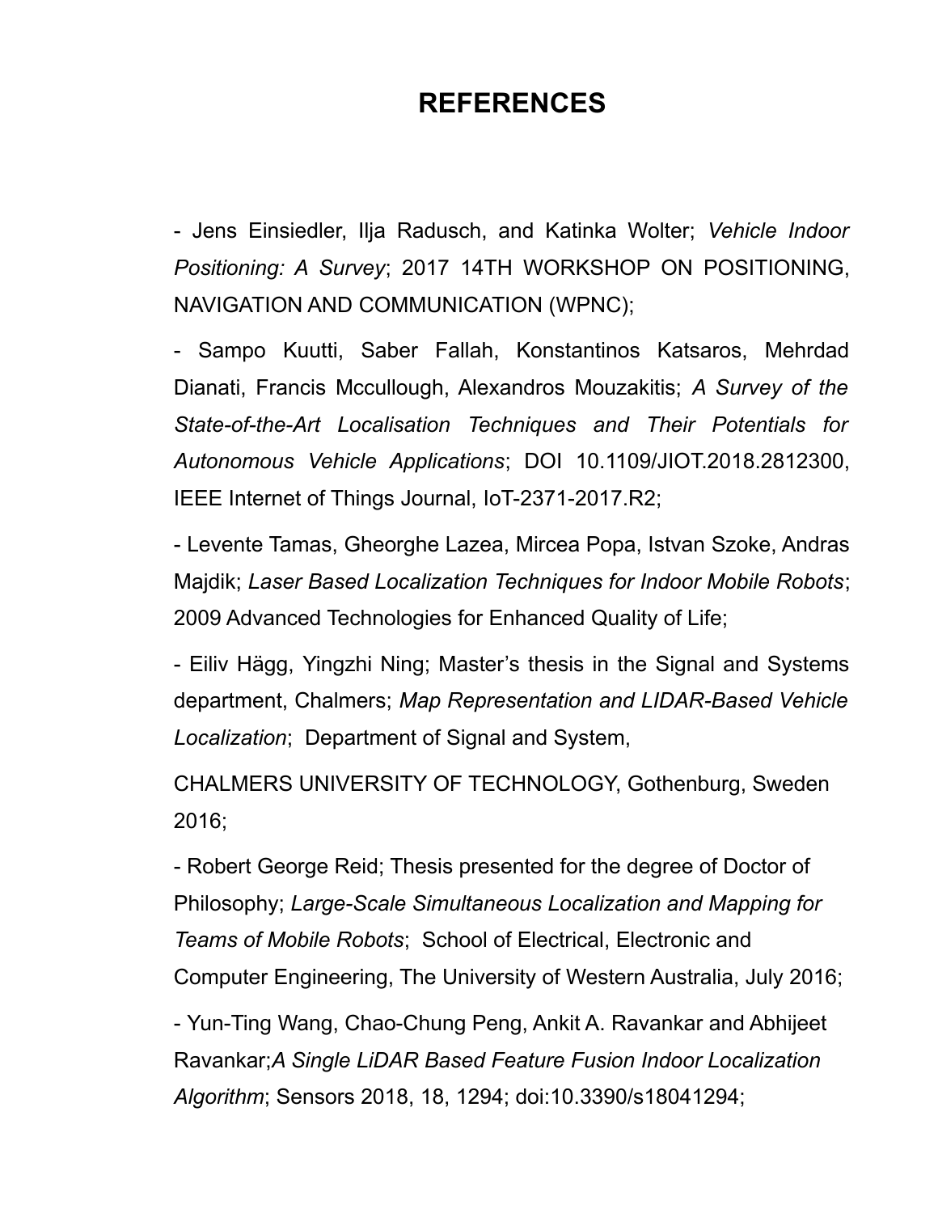# REFERENCES

- Jens Einsiedler, Ilja Radusch, and Katinka Wolter; *Vehicle Indoor Positioning: A Survey*; 2017 14TH WORKSHOP ON POSITIONING, NAVIGATION AND COMMUNICATION (WPNC);

- Sampo Kuutti, Saber Fallah, Konstantinos Katsaros, Mehrdad Dianati, Francis Mccullough, Alexandros Mouzakitis; *A Survey of the State-of-the-Art Localisation Techniques and Their Potentials for Autonomous Vehicle Applications*; DOI 10.1109/JIOT.2018.2812300, IEEE Internet of Things Journal, IoT-2371-2017.R2;

- Levente Tamas, Gheorghe Lazea, Mircea Popa, Istvan Szoke, Andras Majdik; *Laser Based Localization Techniques for Indoor Mobile Robots*; 2009 Advanced Technologies for Enhanced Quality of Life;

- Eiliv Hägg, Yingzhi Ning; Master's thesis in the Signal and Systems department, Chalmers; *Map Representation and LIDAR-Based Vehicle Localization*; Department of Signal and System,

CHALMERS UNIVERSITY OF TECHNOLOGY, Gothenburg, Sweden 2016;

- Robert George Reid; Thesis presented for the degree of Doctor of Philosophy; *Large-Scale Simultaneous Localization and Mapping for Teams of Mobile Robots*; School of Electrical, Electronic and Computer Engineering, The University of Western Australia, July 2016;

- Yun-Ting Wang, Chao-Chung Peng, Ankit A. Ravankar and Abhijeet Ravankar;*A Single LiDAR Based Feature Fusion Indoor Localization Algorithm*; Sensors 2018, 18, 1294; doi:10.3390/s18041294;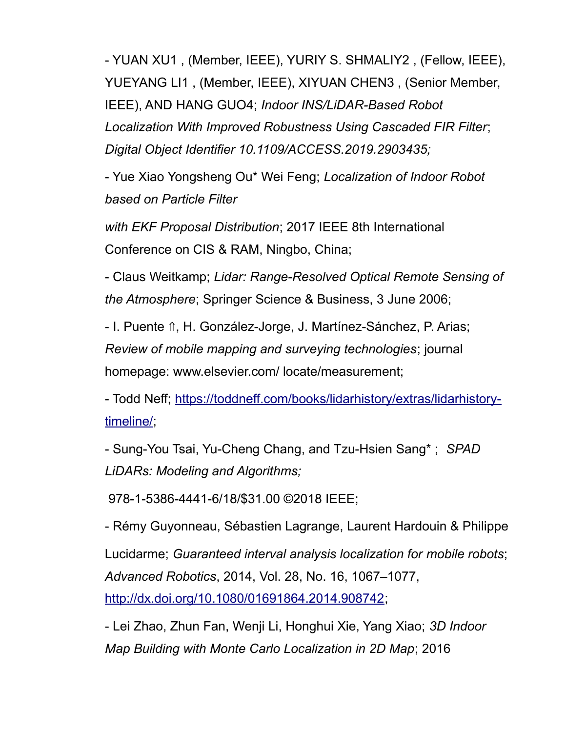- YUAN XU1 , (Member, IEEE), YURIY S. SHMALIY2 , (Fellow, IEEE), YUEYANG LI1 , (Member, IEEE), XIYUAN CHEN3 , (Senior Member, IEEE), AND HANG GUO4; *Indoor INS/LiDAR-Based Robot Localization With Improved Robustness Using Cascaded FIR Filter*; *Digital Object Identifier 10.1109/ACCESS.2019.2903435;*

- Yue Xiao Yongsheng Ou* Wei Feng; *Localization of Indoor Robot based on Particle Filter*

  *with EKF Proposal Distribution*; 2017 IEEE 8th International Conference on CIS & RAM, Ningbo, China;

- Claus Weitkamp; *Lidar: Range-Resolved Optical Remote Sensing of the Atmosphere*; Springer Science & Business, 3 June 2006;

- I. Puente ⇑, H. González-Jorge, J. Martínez-Sánchez, P. Arias; *Review of mobile mapping and surveying technologies*; journal homepage: www.elsevier.com/ locate/measurement;

- Todd Neff; https://toddneff.com/books/lidarhistory/extras/lidarhistory-timeline/;

- Sung-You Tsai, Yu-Cheng Chang, and Tzu-Hsien Sang* ; *SPAD LiDARs: Modeling and Algorithms;*

  978-1-5386-4441-6/18/$31.00 ©2018 IEEE;

- Rémy Guyonneau, Sébastien Lagrange, Laurent Hardouin & Philippe

  Lucidarme; *Guaranteed interval analysis localization for mobile robots*; *Advanced Robotics*, 2014, Vol. 28, No. 16, 1067–1077, http://dx.doi.org/10.1080/01691864.2014.908742;

- Lei Zhao, Zhun Fan, Wenji Li, Honghui Xie, Yang Xiao; *3D Indoor Map Building with Monte Carlo Localization in 2D Map*; 2016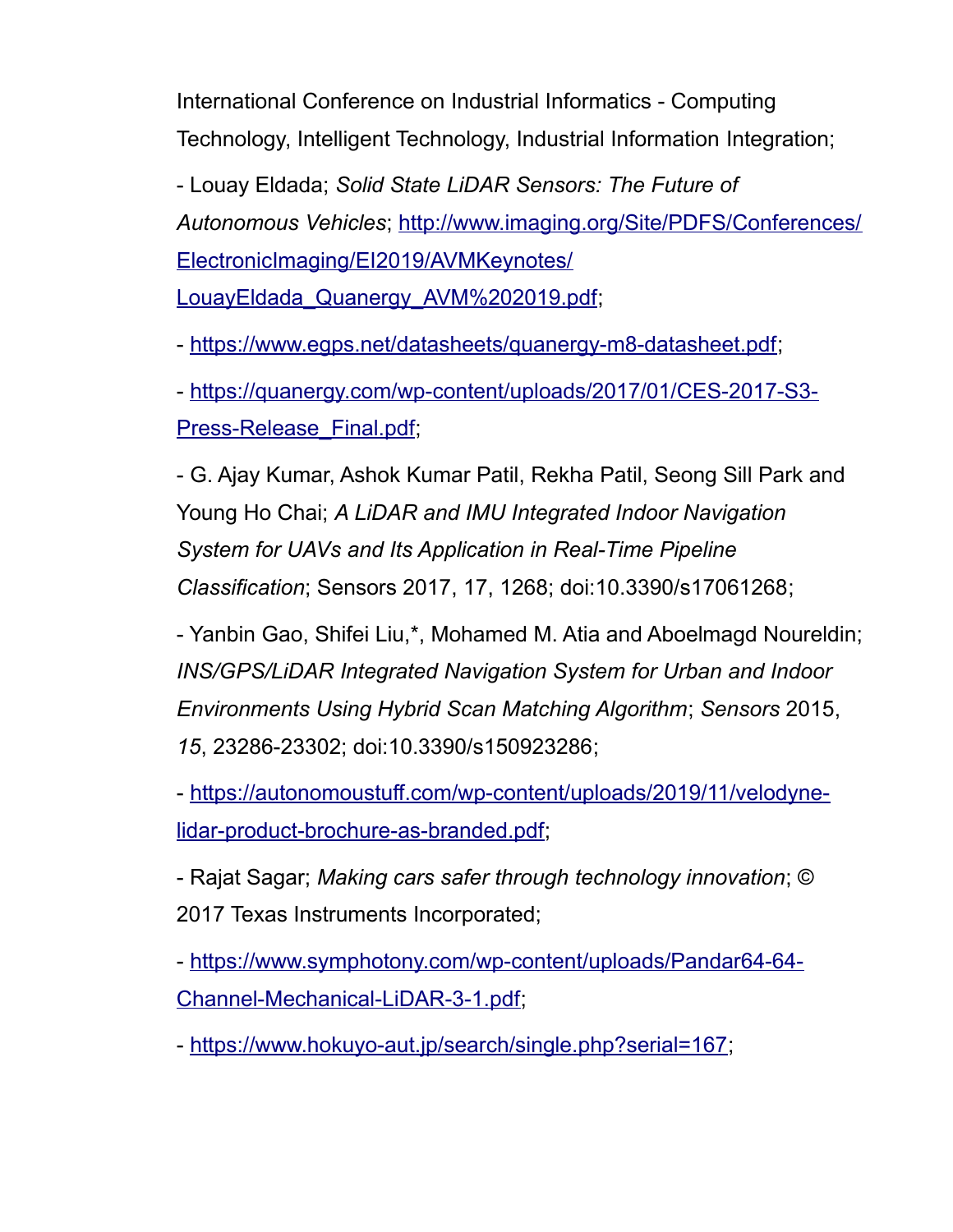International Conference on Industrial Informatics - Computing Technology, Intelligent Technology, Industrial Information Integration;

- Louay Eldada; *Solid State LiDAR Sensors: The Future of Autonomous Vehicles*; http://www.imaging.org/Site/PDFS/Conferences/ElectronicImaging/EI2019/AVMKeynotes/LouayEldada_Quanergy_AVM%202019.pdf;

- https://www.egps.net/datasheets/quanergy-m8-datasheet.pdf;

- https://quanergy.com/wp-content/uploads/2017/01/CES-2017-S3-Press-Release_Final.pdf;

- G. Ajay Kumar, Ashok Kumar Patil, Rekha Patil, Seong Sill Park and Young Ho Chai; *A LiDAR and IMU Integrated Indoor Navigation System for UAVs and Its Application in Real-Time Pipeline Classification*; Sensors 2017, 17, 1268; doi:10.3390/s17061268;

- Yanbin Gao, Shifei Liu,*, Mohamed M. Atia and Aboelmagd Noureldin; *INS/GPS/LiDAR Integrated Navigation System for Urban and Indoor Environments Using Hybrid Scan Matching Algorithm*; *Sensors* 2015, *15*, 23286-23302; doi:10.3390/s150923286;

- https://autonomoustuff.com/wp-content/uploads/2019/11/velodyne-lidar-product-brochure-as-branded.pdf;

- Rajat Sagar; *Making cars safer through technology innovation*; © 2017 Texas Instruments Incorporated;

- https://www.symphotony.com/wp-content/uploads/Pandar64-64-Channel-Mechanical-LiDAR-3-1.pdf;

- https://www.hokuyo-aut.jp/search/single.php?serial=167;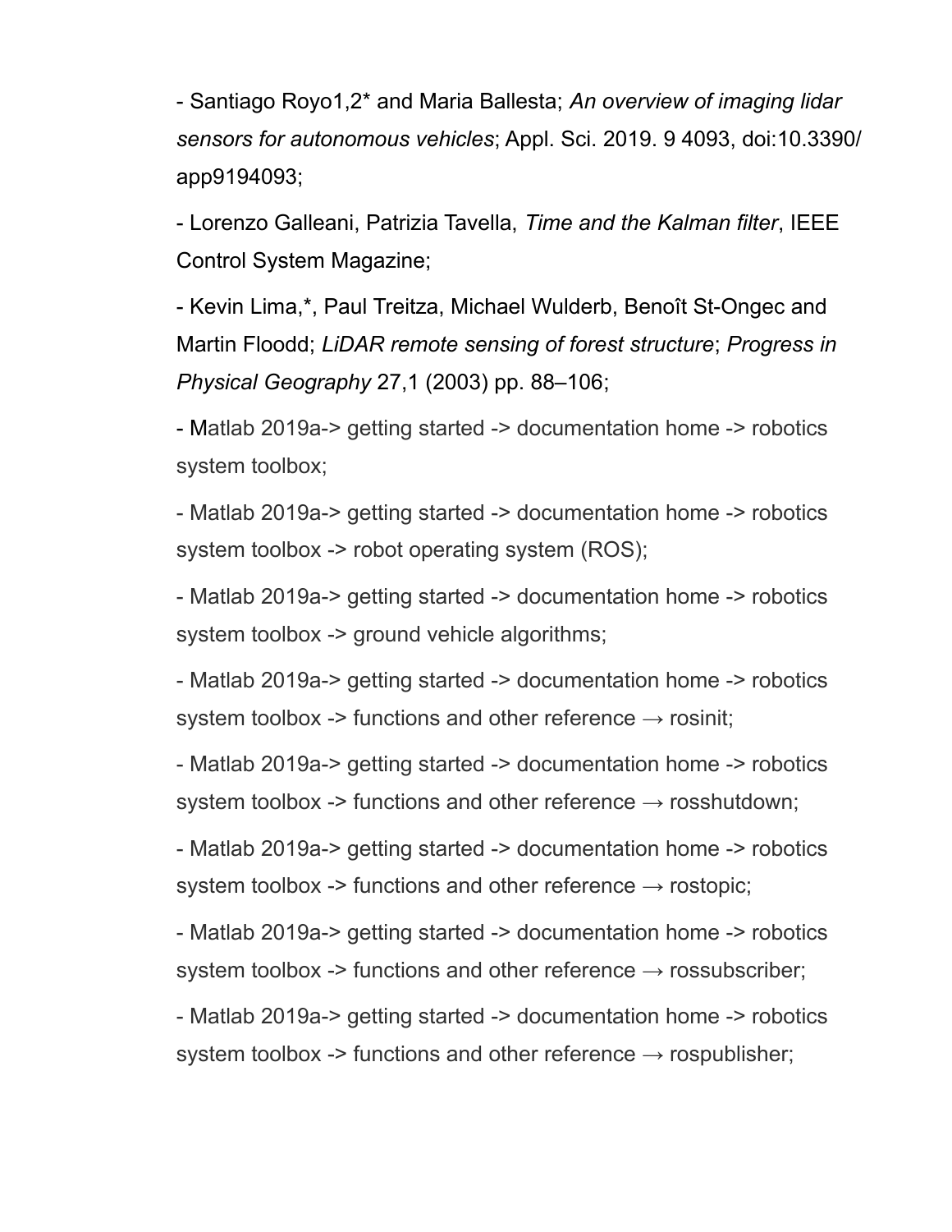- Santiago Royo1,2* and Maria Ballesta; *An overview of imaging lidar sensors for autonomous vehicles*; Appl. Sci. 2019. 9 4093, doi:10.3390/app9194093;

- Lorenzo Galleani, Patrizia Tavella, *Time and the Kalman filter*, IEEE Control System Magazine;

- Kevin Lima,*, Paul Treitza, Michael Wulderb, Benoît St-Ongec and Martin Floodd; *LiDAR remote sensing of forest structure*; *Progress in Physical Geography* 27,1 (2003) pp. 88–106;

- Matlab 2019a-> getting started -> documentation home -> robotics system toolbox;

- Matlab 2019a-> getting started -> documentation home -> robotics system toolbox -> robot operating system (ROS);

- Matlab 2019a-> getting started -> documentation home -> robotics system toolbox -> ground vehicle algorithms;

- Matlab 2019a-> getting started -> documentation home -> robotics system toolbox -> functions and other reference → rosinit;

- Matlab 2019a-> getting started -> documentation home -> robotics system toolbox -> functions and other reference → rosshutdown;

- Matlab 2019a-> getting started -> documentation home -> robotics system toolbox -> functions and other reference → rostopic;

- Matlab 2019a-> getting started -> documentation home -> robotics system toolbox -> functions and other reference → rossubscriber;

- Matlab 2019a-> getting started -> documentation home -> robotics system toolbox -> functions and other reference → rospublisher;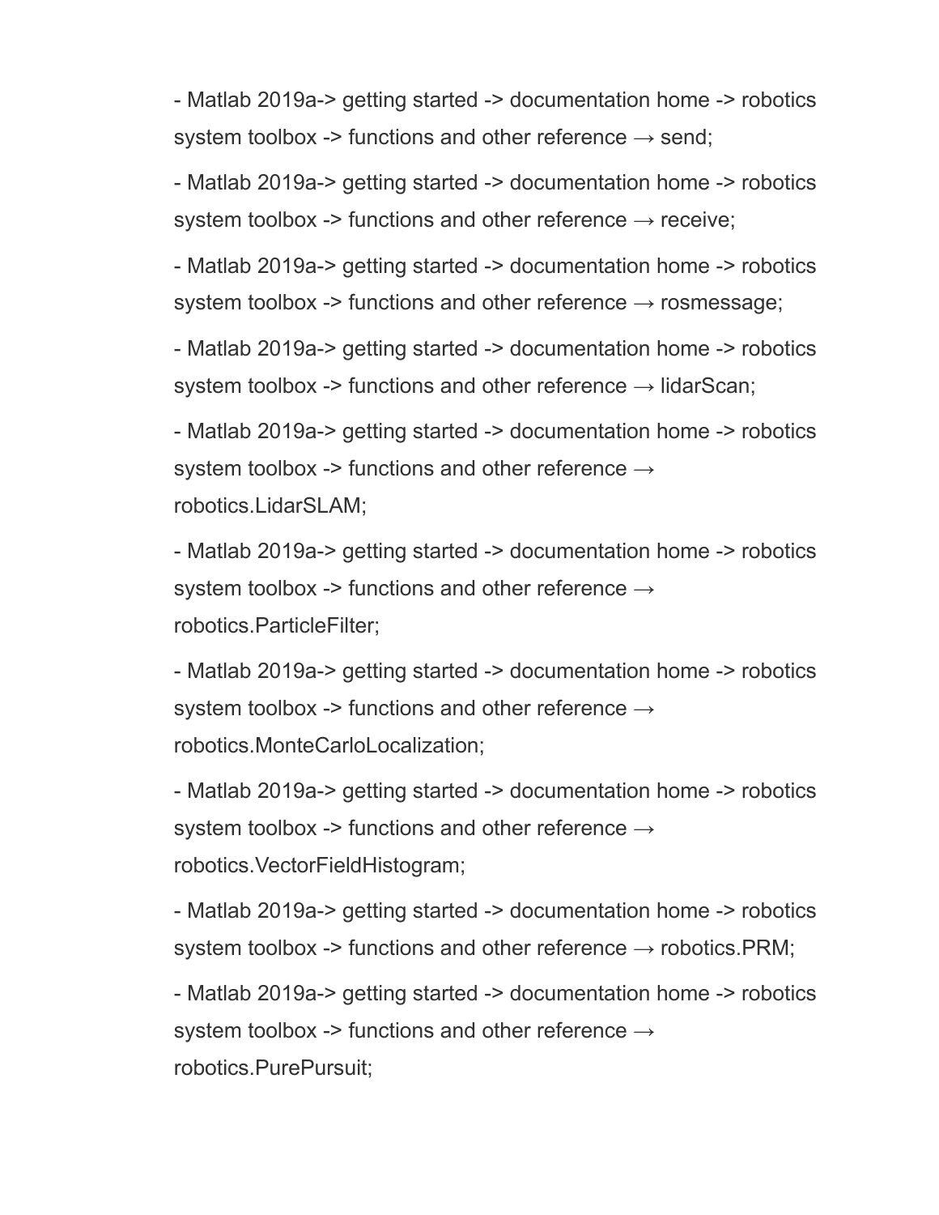- Matlab 2019a-> getting started -> documentation home -> robotics system toolbox -> functions and other reference → send;
- Matlab 2019a-> getting started -> documentation home -> robotics system toolbox -> functions and other reference → receive;
- Matlab 2019a-> getting started -> documentation home -> robotics system toolbox -> functions and other reference → rosmessage;
- Matlab 2019a-> getting started -> documentation home -> robotics system toolbox -> functions and other reference → lidarScan;
- Matlab 2019a-> getting started -> documentation home -> robotics system toolbox -> functions and other reference → robotics.LidarSLAM;
- Matlab 2019a-> getting started -> documentation home -> robotics system toolbox -> functions and other reference → robotics.ParticleFilter;
- Matlab 2019a-> getting started -> documentation home -> robotics system toolbox -> functions and other reference → robotics.MonteCarloLocalization;
- Matlab 2019a-> getting started -> documentation home -> robotics system toolbox -> functions and other reference → robotics.VectorFieldHistogram;
- Matlab 2019a-> getting started -> documentation home -> robotics system toolbox -> functions and other reference → robotics.PRM;
- Matlab 2019a-> getting started -> documentation home -> robotics system toolbox -> functions and other reference → robotics.PurePursuit;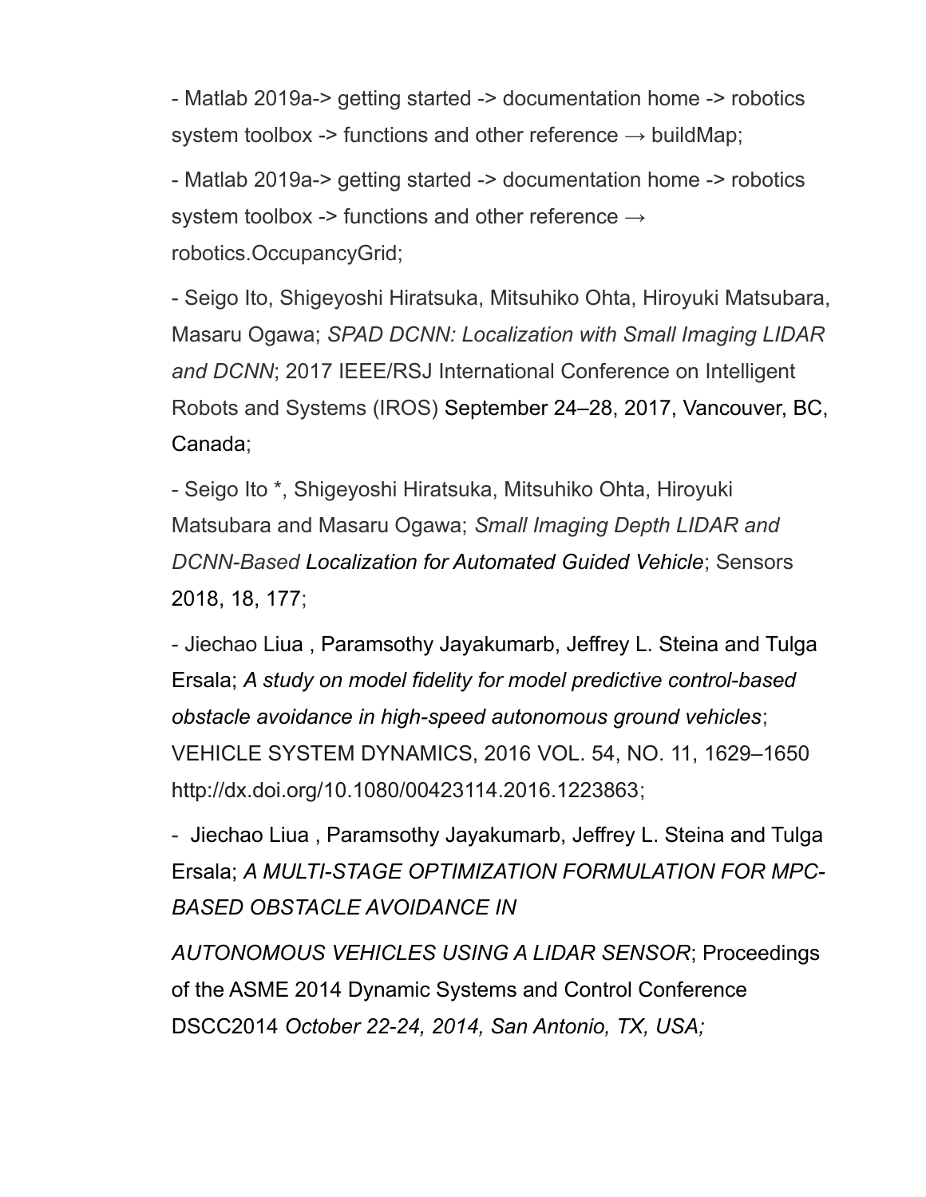- Matlab 2019a-> getting started -> documentation home -> robotics system toolbox -> functions and other reference → buildMap;

- Matlab 2019a-> getting started -> documentation home -> robotics system toolbox -> functions and other reference → robotics.OccupancyGrid;

- Seigo Ito, Shigeyoshi Hiratsuka, Mitsuhiko Ohta, Hiroyuki Matsubara, Masaru Ogawa; *SPAD DCNN: Localization with Small Imaging LIDAR and DCNN*; 2017 IEEE/RSJ International Conference on Intelligent Robots and Systems (IROS) September 24–28, 2017, Vancouver, BC, Canada;

- Seigo Ito *, Shigeyoshi Hiratsuka, Mitsuhiko Ohta, Hiroyuki Matsubara and Masaru Ogawa; *Small Imaging Depth LIDAR and DCNN-Based Localization for Automated Guided Vehicle*; Sensors 2018, 18, 177;

- Jiechao Liua , Paramsothy Jayakumarb, Jeffrey L. Steina and Tulga Ersala; *A study on model fidelity for model predictive control-based obstacle avoidance in high-speed autonomous ground vehicles*; VEHICLE SYSTEM DYNAMICS, 2016 VOL. 54, NO. 11, 1629–1650 http://dx.doi.org/10.1080/00423114.2016.1223863;

- Jiechao Liua , Paramsothy Jayakumarb, Jeffrey L. Steina and Tulga Ersala; *A MULTI-STAGE OPTIMIZATION FORMULATION FOR MPC-BASED OBSTACLE AVOIDANCE IN AUTONOMOUS VEHICLES USING A LIDAR SENSOR*; Proceedings of the ASME 2014 Dynamic Systems and Control Conference DSCC2014 *October 22-24, 2014, San Antonio, TX, USA;*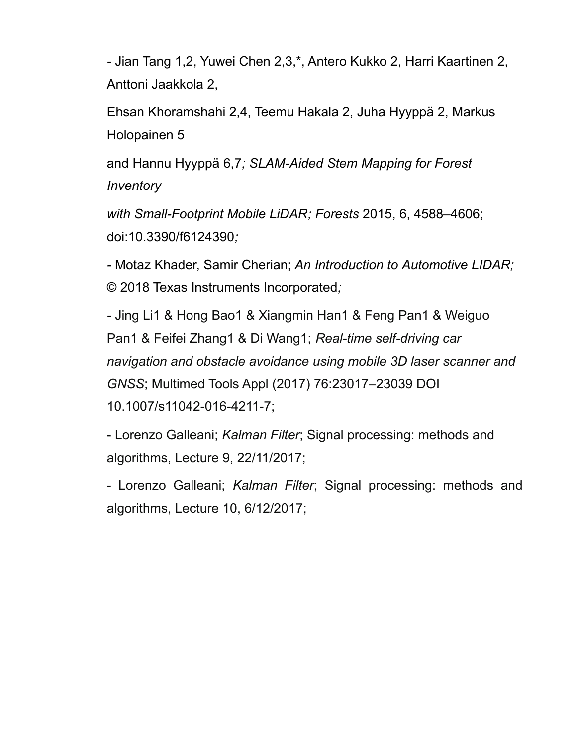- Jian Tang 1,2, Yuwei Chen 2,3,*, Antero Kukko 2, Harri Kaartinen 2, Anttoni Jaakkola 2,

Ehsan Khoramshahi 2,4, Teemu Hakala 2, Juha Hyyppä 2, Markus Holopainen 5

and Hannu Hyyppä 6,7*; SLAM-Aided Stem Mapping for Forest Inventory*

*with Small-Footprint Mobile LiDAR; Forests* 2015, 6, 4588–4606; doi:10.3390/f6124390*;*

- Motaz Khader, Samir Cherian; *An Introduction to Automotive LIDAR;* © 2018 Texas Instruments Incorporated*;*

- Jing Li1 & Hong Bao1 & Xiangmin Han1 & Feng Pan1 & Weiguo Pan1 & Feifei Zhang1 & Di Wang1; *Real-time self-driving car navigation and obstacle avoidance using mobile 3D laser scanner and GNSS*; Multimed Tools Appl (2017) 76:23017–23039 DOI 10.1007/s11042-016-4211-7;

- Lorenzo Galleani; *Kalman Filter*; Signal processing: methods and algorithms, Lecture 9, 22/11/2017;

- Lorenzo Galleani; *Kalman Filter*; Signal processing: methods and algorithms, Lecture 10, 6/12/2017;